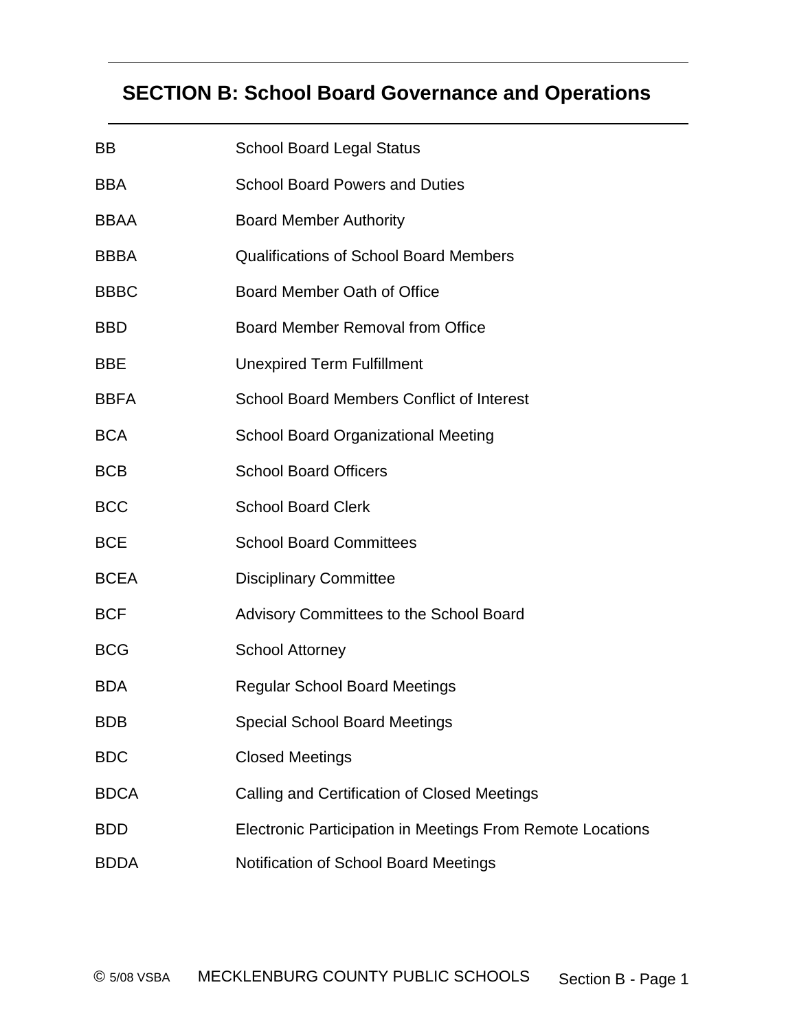## SECTION B: School Board Governance and Operations

| | |
|---|---|
| BB | School Board Legal Status |
| BBA | School Board Powers and Duties |
| BBAA | Board Member Authority |
| BBBA | Qualifications of School Board Members |
| BBBC | Board Member Oath of Office |
| BBD | Board Member Removal from Office |
| BBE | Unexpired Term Fulfillment |
| BBFA | School Board Members Conflict of Interest |
| BCA | School Board Organizational Meeting |
| BCB | School Board Officers |
| BCC | School Board Clerk |
| BCE | School Board Committees |
| BCEA | Disciplinary Committee |
| BCF | Advisory Committees to the School Board |
| BCG | School Attorney |
| BDA | Regular School Board Meetings |
| BDB | Special School Board Meetings |
| BDC | Closed Meetings |
| BDCA | Calling and Certification of Closed Meetings |
| BDD | Electronic Participation in Meetings From Remote Locations |
| BDDA | Notification of School Board Meetings |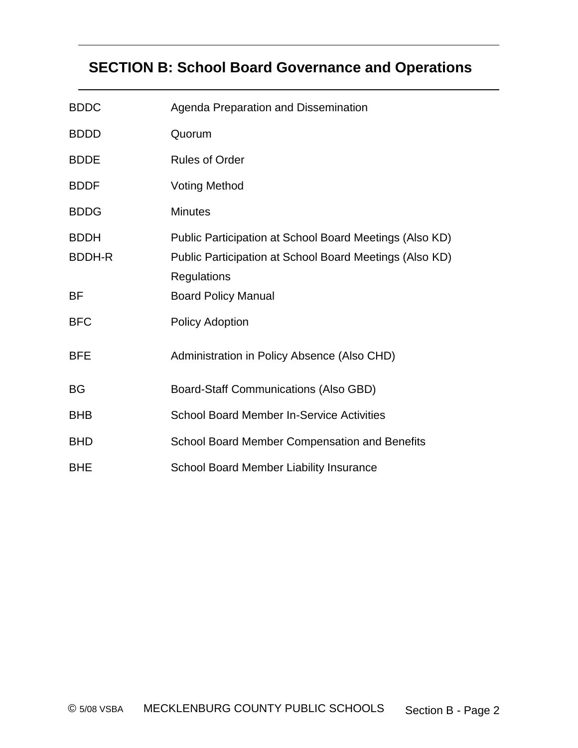## SECTION B: School Board Governance and Operations

| | |
|---|---|
| BDDC | Agenda Preparation and Dissemination |
| BDDD | Quorum |
| BDDE | Rules of Order |
| BDDF | Voting Method |
| BDDG | Minutes |
| BDDH | Public Participation at School Board Meetings (Also KD) |
| BDDH-R | Public Participation at School Board Meetings (Also KD) Regulations |
| BF | Board Policy Manual |
| BFC | Policy Adoption |
| BFE | Administration in Policy Absence (Also CHD) |
| BG | Board-Staff Communications (Also GBD) |
| BHB | School Board Member In-Service Activities |
| BHD | School Board Member Compensation and Benefits |
| BHE | School Board Member Liability Insurance |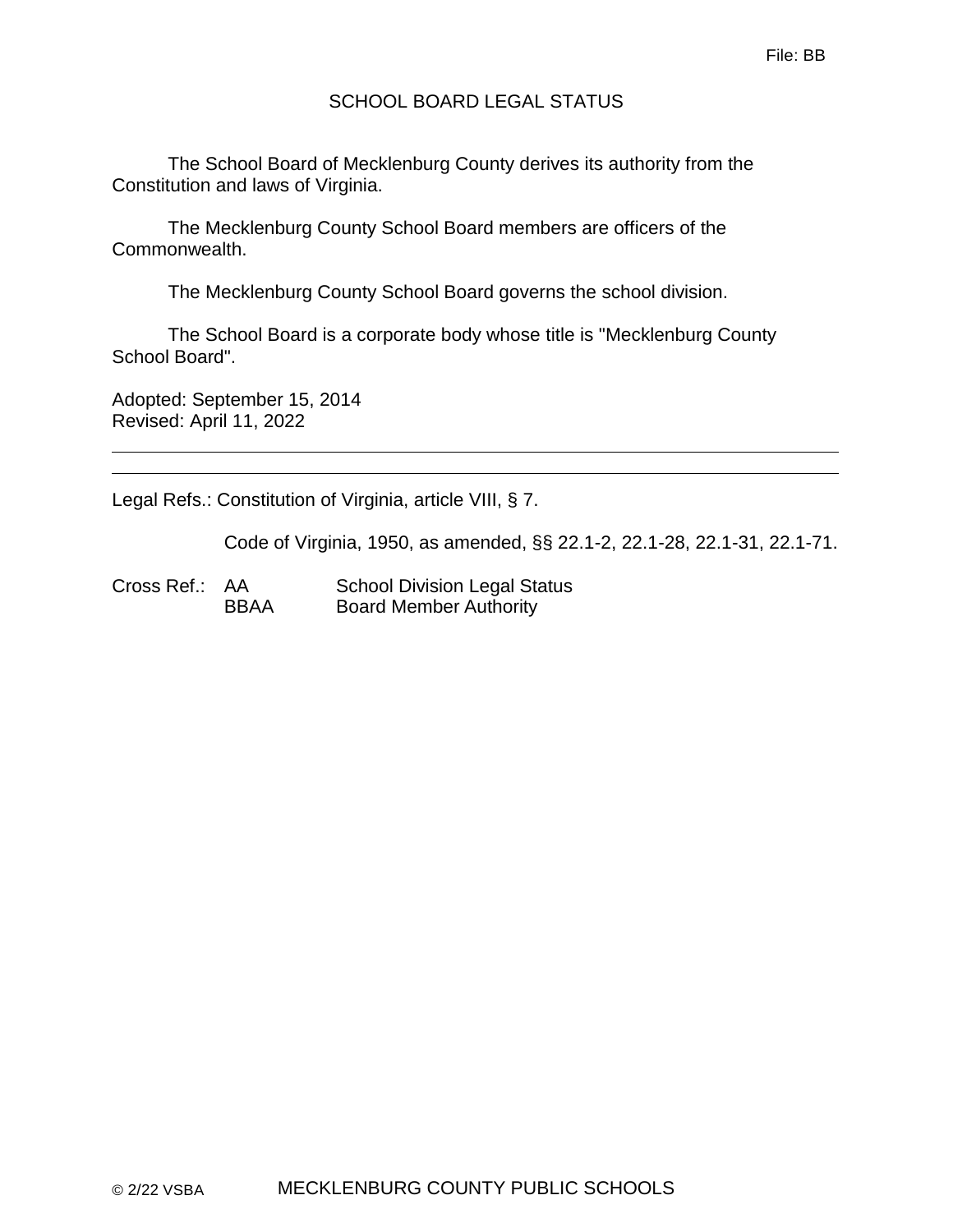File: BB

# SCHOOL BOARD LEGAL STATUS

The School Board of Mecklenburg County derives its authority from the Constitution and laws of Virginia.

The Mecklenburg County School Board members are officers of the Commonwealth.

The Mecklenburg County School Board governs the school division.

The School Board is a corporate body whose title is "Mecklenburg County School Board".

Adopted: September 15, 2014
Revised: April 11, 2022

---

Legal Refs.: Constitution of Virginia, article VIII, § 7.

Code of Virginia, 1950, as amended, §§ 22.1-2, 22.1-28, 22.1-31, 22.1-71.

Cross Ref.: AA School Division Legal Status
BBAA Board Member Authority

© 2/22 VSBA MECKLENBURG COUNTY PUBLIC SCHOOLS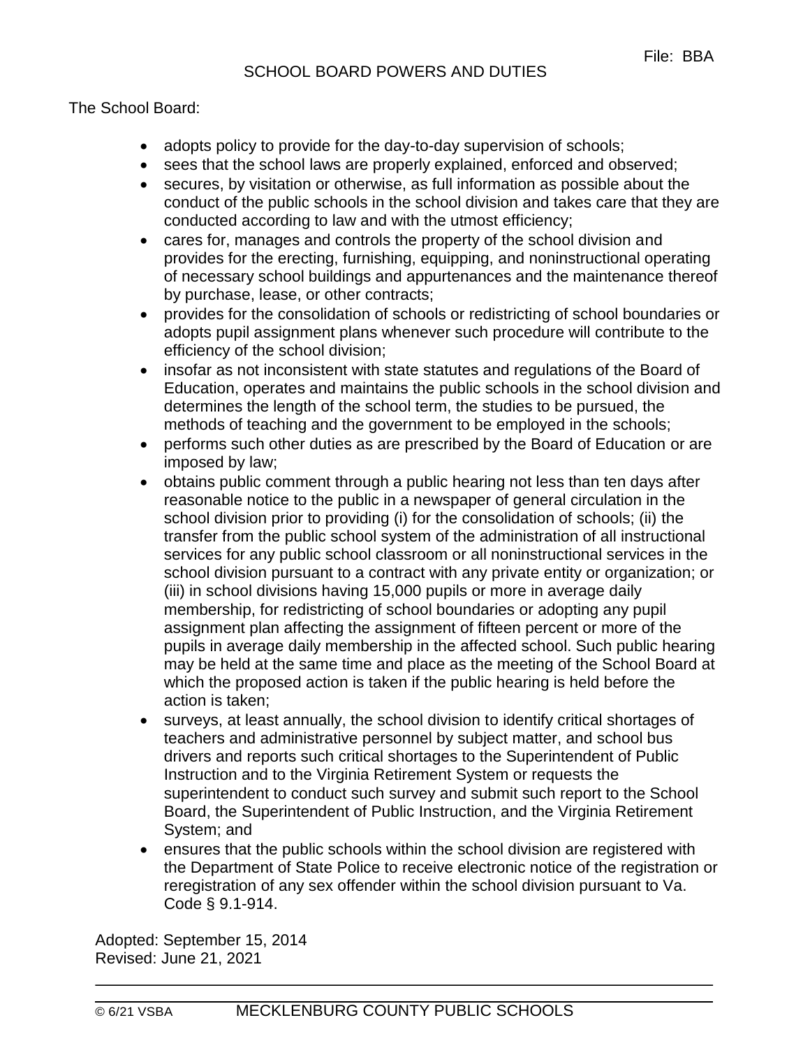File: BBA

# SCHOOL BOARD POWERS AND DUTIES

The School Board:

- adopts policy to provide for the day-to-day supervision of schools;
- sees that the school laws are properly explained, enforced and observed;
- secures, by visitation or otherwise, as full information as possible about the conduct of the public schools in the school division and takes care that they are conducted according to law and with the utmost efficiency;
- cares for, manages and controls the property of the school division and provides for the erecting, furnishing, equipping, and noninstructional operating of necessary school buildings and appurtenances and the maintenance thereof by purchase, lease, or other contracts;
- provides for the consolidation of schools or redistricting of school boundaries or adopts pupil assignment plans whenever such procedure will contribute to the efficiency of the school division;
- insofar as not inconsistent with state statutes and regulations of the Board of Education, operates and maintains the public schools in the school division and determines the length of the school term, the studies to be pursued, the methods of teaching and the government to be employed in the schools;
- performs such other duties as are prescribed by the Board of Education or are imposed by law;
- obtains public comment through a public hearing not less than ten days after reasonable notice to the public in a newspaper of general circulation in the school division prior to providing (i) for the consolidation of schools; (ii) the transfer from the public school system of the administration of all instructional services for any public school classroom or all noninstructional services in the school division pursuant to a contract with any private entity or organization; or (iii) in school divisions having 15,000 pupils or more in average daily membership, for redistricting of school boundaries or adopting any pupil assignment plan affecting the assignment of fifteen percent or more of the pupils in average daily membership in the affected school. Such public hearing may be held at the same time and place as the meeting of the School Board at which the proposed action is taken if the public hearing is held before the action is taken;
- surveys, at least annually, the school division to identify critical shortages of teachers and administrative personnel by subject matter, and school bus drivers and reports such critical shortages to the Superintendent of Public Instruction and to the Virginia Retirement System or requests the superintendent to conduct such survey and submit such report to the School Board, the Superintendent of Public Instruction, and the Virginia Retirement System; and
- ensures that the public schools within the school division are registered with the Department of State Police to receive electronic notice of the registration or reregistration of any sex offender within the school division pursuant to Va. Code § 9.1-914.

Adopted: September 15, 2014
Revised: June 21, 2021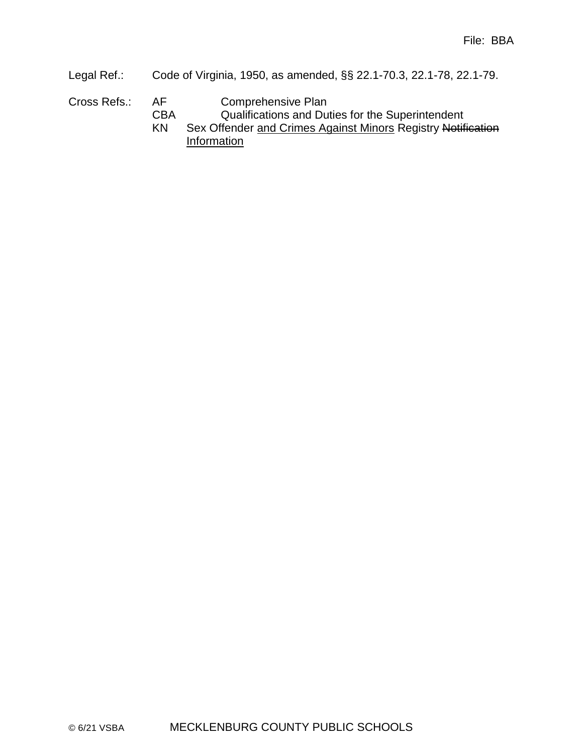File: BBA

Legal Ref.: Code of Virginia, 1950, as amended, §§ 22.1-70.3, 22.1-78, 22.1-79.

Cross Refs.:
AF Comprehensive Plan
CBA Qualifications and Duties for the Superintendent
KN Sex Offender <u>and Crimes Against Minors</u> Registry ~~Notification~~ <u>Information</u>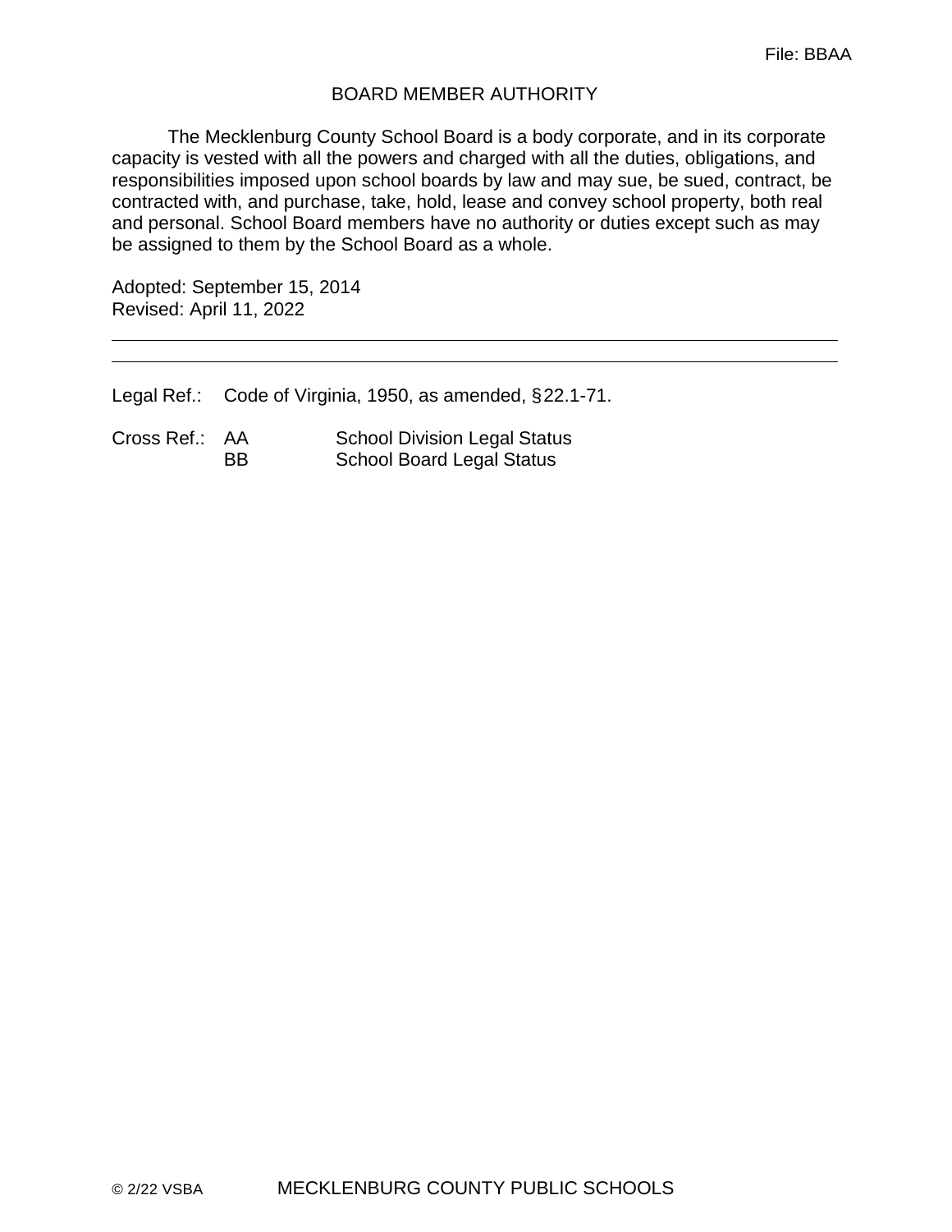File: BBAA

# BOARD MEMBER AUTHORITY

The Mecklenburg County School Board is a body corporate, and in its corporate capacity is vested with all the powers and charged with all the duties, obligations, and responsibilities imposed upon school boards by law and may sue, be sued, contract, be contracted with, and purchase, take, hold, lease and convey school property, both real and personal. School Board members have no authority or duties except such as may be assigned to them by the School Board as a whole.

Adopted: September 15, 2014
Revised: April 11, 2022

---

Legal Ref.: Code of Virginia, 1950, as amended, §22.1-71.

Cross Ref.: AA School Division Legal Status
BB School Board Legal Status

© 2/22 VSBA MECKLENBURG COUNTY PUBLIC SCHOOLS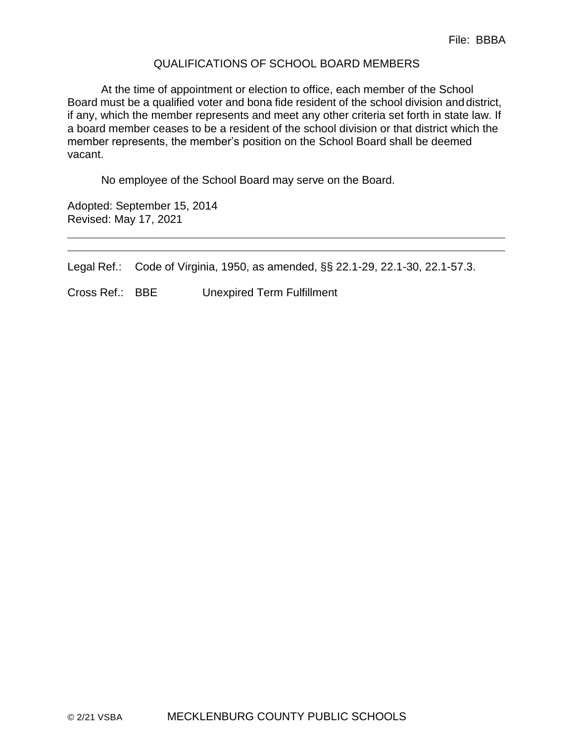File: BBBA

# QUALIFICATIONS OF SCHOOL BOARD MEMBERS

At the time of appointment or election to office, each member of the School Board must be a qualified voter and bona fide resident of the school division and district, if any, which the member represents and meet any other criteria set forth in state law. If a board member ceases to be a resident of the school division or that district which the member represents, the member's position on the School Board shall be deemed vacant.

No employee of the School Board may serve on the Board.

Adopted: September 15, 2014
Revised: May 17, 2021

---

Legal Ref.: Code of Virginia, 1950, as amended, §§ 22.1-29, 22.1-30, 22.1-57.3.

Cross Ref.: BBE Unexpired Term Fulfillment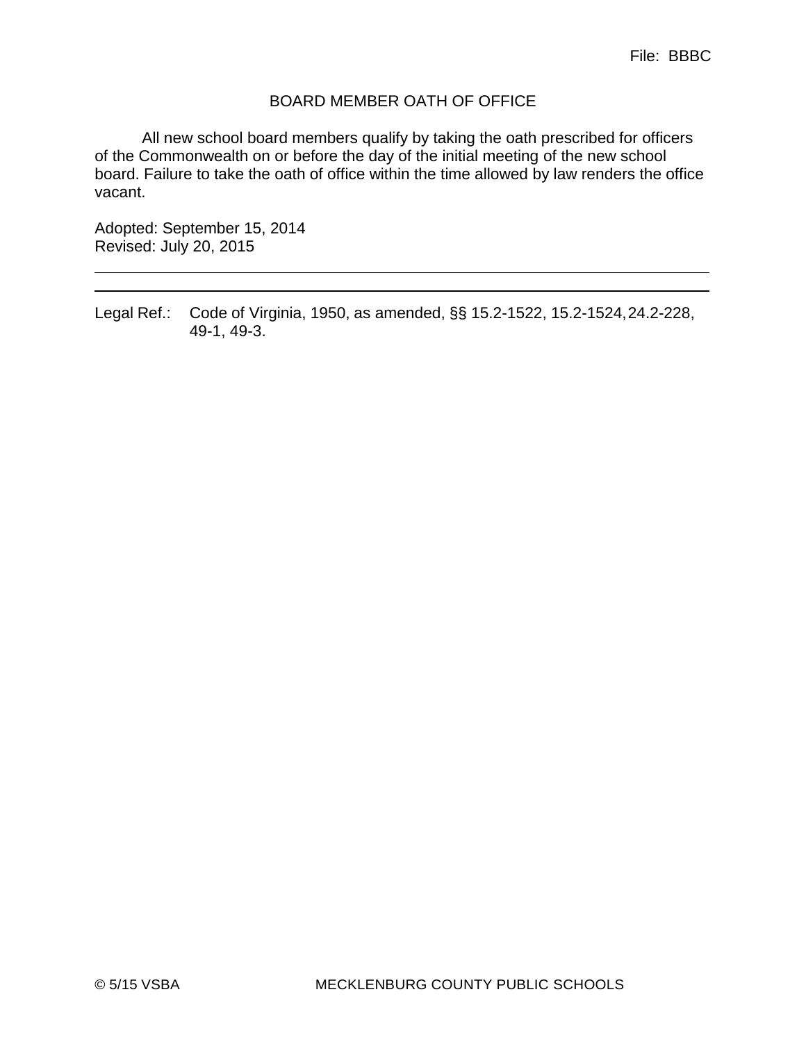File: BBBC

# BOARD MEMBER OATH OF OFFICE

All new school board members qualify by taking the oath prescribed for officers of the Commonwealth on or before the day of the initial meeting of the new school board. Failure to take the oath of office within the time allowed by law renders the office vacant.

Adopted: September 15, 2014
Revised: July 20, 2015

---

Legal Ref.: Code of Virginia, 1950, as amended, §§ 15.2-1522, 15.2-1524, 24.2-228, 49-1, 49-3.

© 5/15 VSBA MECKLENBURG COUNTY PUBLIC SCHOOLS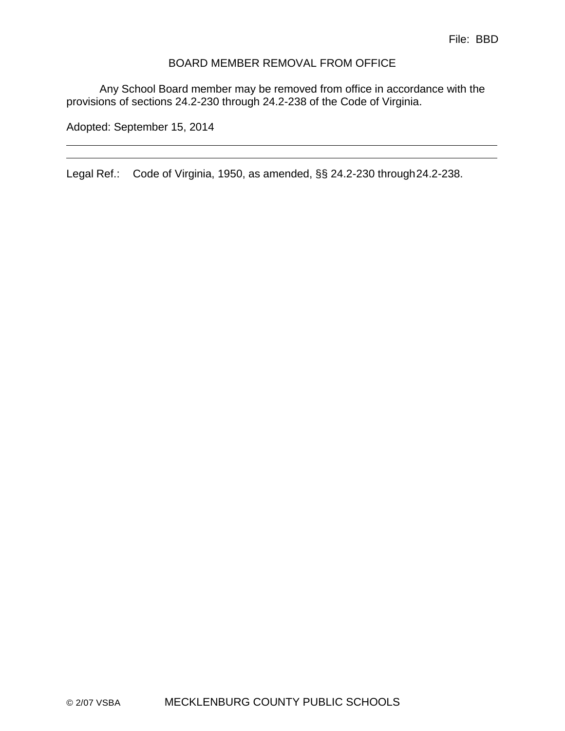File: BBD

# BOARD MEMBER REMOVAL FROM OFFICE

Any School Board member may be removed from office in accordance with the provisions of sections 24.2-230 through 24.2-238 of the Code of Virginia.

Adopted: September 15, 2014

---

---

Legal Ref.: Code of Virginia, 1950, as amended, §§ 24.2-230 through 24.2-238.

© 2/07 VSBA MECKLENBURG COUNTY PUBLIC SCHOOLS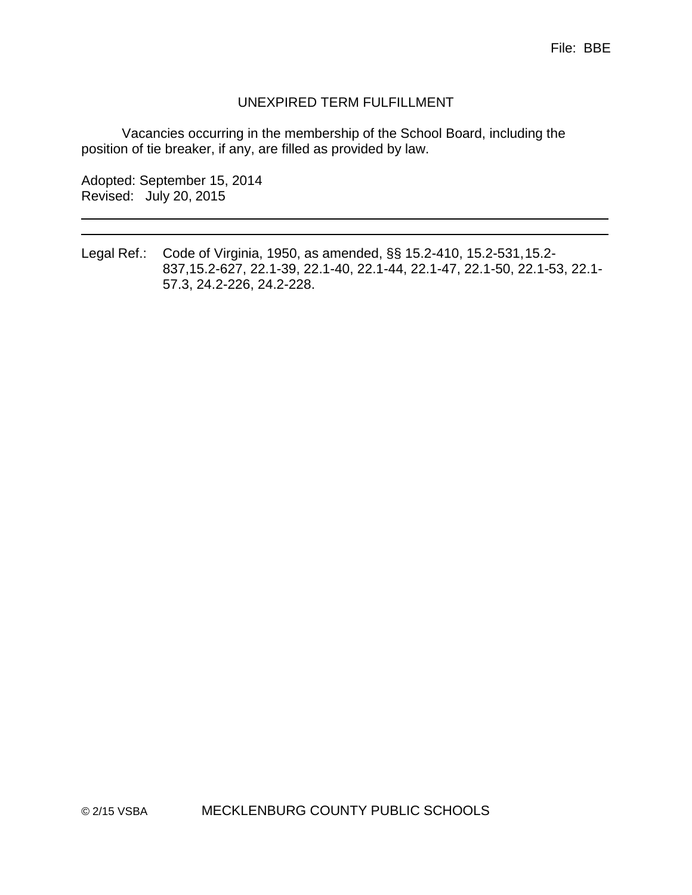File: BBE

# UNEXPIRED TERM FULFILLMENT

Vacancies occurring in the membership of the School Board, including the position of tie breaker, if any, are filled as provided by law.

Adopted: September 15, 2014
Revised: July 20, 2015

---

Legal Ref.: Code of Virginia, 1950, as amended, §§ 15.2-410, 15.2-531, 15.2-837, 15.2-627, 22.1-39, 22.1-40, 22.1-44, 22.1-47, 22.1-50, 22.1-53, 22.1-57.3, 24.2-226, 24.2-228.

© 2/15 VSBA MECKLENBURG COUNTY PUBLIC SCHOOLS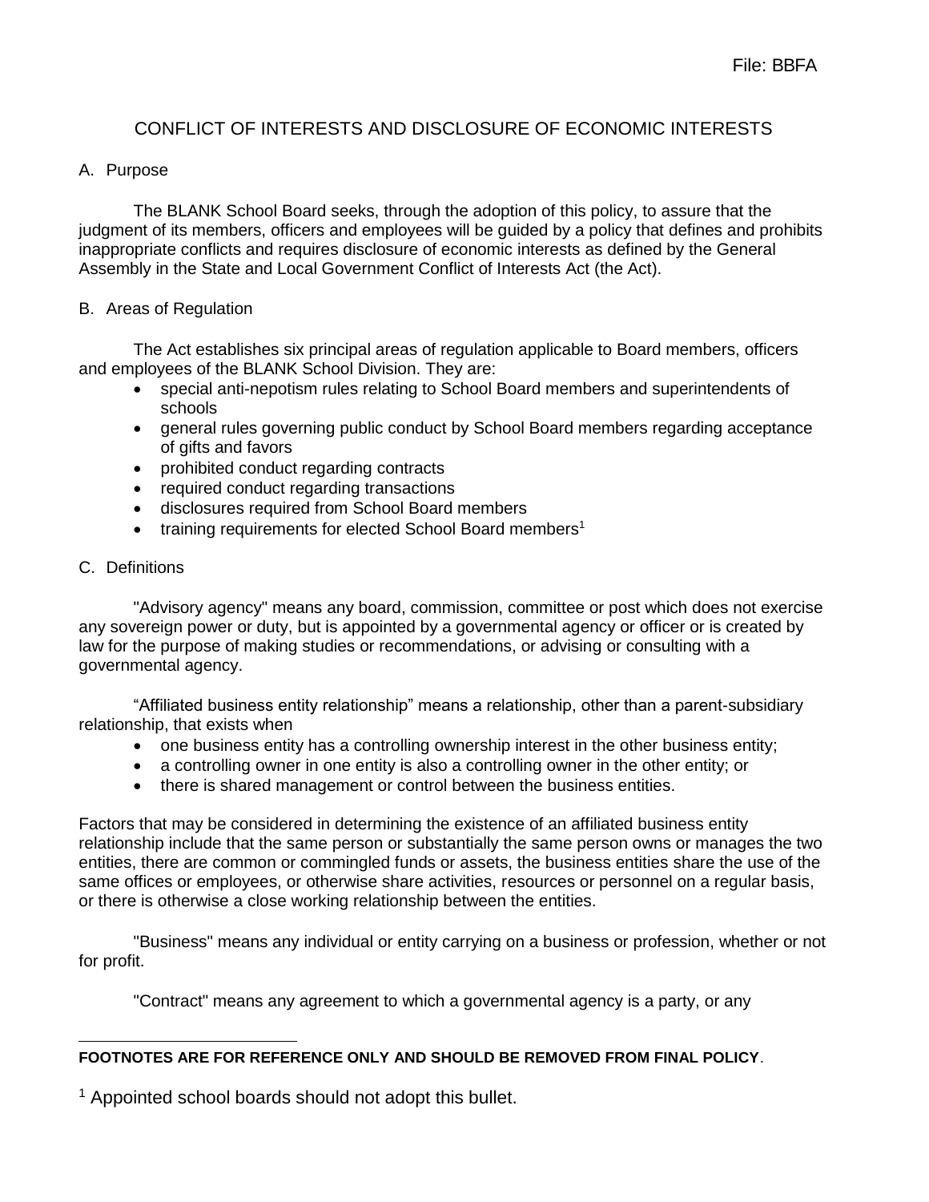File: BBFA

# CONFLICT OF INTERESTS AND DISCLOSURE OF ECONOMIC INTERESTS

## A. Purpose

The BLANK School Board seeks, through the adoption of this policy, to assure that the judgment of its members, officers and employees will be guided by a policy that defines and prohibits inappropriate conflicts and requires disclosure of economic interests as defined by the General Assembly in the State and Local Government Conflict of Interests Act (the Act).

## B. Areas of Regulation

The Act establishes six principal areas of regulation applicable to Board members, officers and employees of the BLANK School Division. They are:

- special anti-nepotism rules relating to School Board members and superintendents of schools
- general rules governing public conduct by School Board members regarding acceptance of gifts and favors
- prohibited conduct regarding contracts
- required conduct regarding transactions
- disclosures required from School Board members
- training requirements for elected School Board members[1]

## C. Definitions

"Advisory agency" means any board, commission, committee or post which does not exercise any sovereign power or duty, but is appointed by a governmental agency or officer or is created by law for the purpose of making studies or recommendations, or advising or consulting with a governmental agency.

"Affiliated business entity relationship" means a relationship, other than a parent-subsidiary relationship, that exists when

- one business entity has a controlling ownership interest in the other business entity;
- a controlling owner in one entity is also a controlling owner in the other entity; or
- there is shared management or control between the business entities.

Factors that may be considered in determining the existence of an affiliated business entity relationship include that the same person or substantially the same person owns or manages the two entities, there are common or commingled funds or assets, the business entities share the use of the same offices or employees, or otherwise share activities, resources or personnel on a regular basis, or there is otherwise a close working relationship between the entities.

"Business" means any individual or entity carrying on a business or profession, whether or not for profit.

"Contract" means any agreement to which a governmental agency is a party, or any

---

**FOOTNOTES ARE FOR REFERENCE ONLY AND SHOULD BE REMOVED FROM FINAL POLICY**.

[1] Appointed school boards should not adopt this bullet.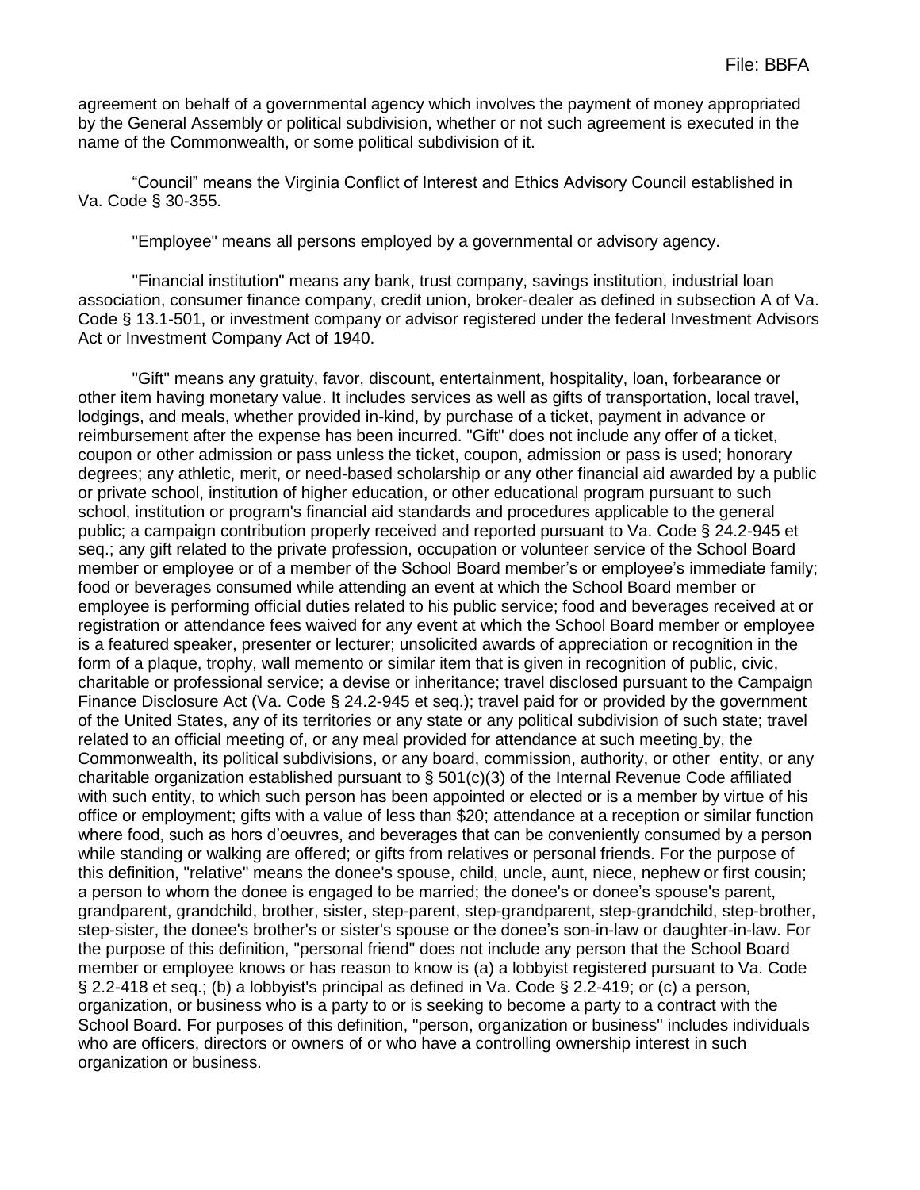agreement on behalf of a governmental agency which involves the payment of money appropriated by the General Assembly or political subdivision, whether or not such agreement is executed in the name of the Commonwealth, or some political subdivision of it.

"Council" means the Virginia Conflict of Interest and Ethics Advisory Council established in Va. Code § 30-355.

"Employee" means all persons employed by a governmental or advisory agency.

"Financial institution" means any bank, trust company, savings institution, industrial loan association, consumer finance company, credit union, broker-dealer as defined in subsection A of Va. Code § 13.1-501, or investment company or advisor registered under the federal Investment Advisors Act or Investment Company Act of 1940.

"Gift" means any gratuity, favor, discount, entertainment, hospitality, loan, forbearance or other item having monetary value. It includes services as well as gifts of transportation, local travel, lodgings, and meals, whether provided in-kind, by purchase of a ticket, payment in advance or reimbursement after the expense has been incurred. "Gift" does not include any offer of a ticket, coupon or other admission or pass unless the ticket, coupon, admission or pass is used; honorary degrees; any athletic, merit, or need-based scholarship or any other financial aid awarded by a public or private school, institution of higher education, or other educational program pursuant to such school, institution or program's financial aid standards and procedures applicable to the general public; a campaign contribution properly received and reported pursuant to Va. Code § 24.2-945 et seq.; any gift related to the private profession, occupation or volunteer service of the School Board member or employee or of a member of the School Board member's or employee's immediate family; food or beverages consumed while attending an event at which the School Board member or employee is performing official duties related to his public service; food and beverages received at or registration or attendance fees waived for any event at which the School Board member or employee is a featured speaker, presenter or lecturer; unsolicited awards of appreciation or recognition in the form of a plaque, trophy, wall memento or similar item that is given in recognition of public, civic, charitable or professional service; a devise or inheritance; travel disclosed pursuant to the Campaign Finance Disclosure Act (Va. Code § 24.2-945 et seq.); travel paid for or provided by the government of the United States, any of its territories or any state or any political subdivision of such state; travel related to an official meeting of, or any meal provided for attendance at such meeting by, the Commonwealth, its political subdivisions, or any board, commission, authority, or other entity, or any charitable organization established pursuant to § 501(c)(3) of the Internal Revenue Code affiliated with such entity, to which such person has been appointed or elected or is a member by virtue of his office or employment; gifts with a value of less than $20; attendance at a reception or similar function where food, such as hors d'oeuvres, and beverages that can be conveniently consumed by a person while standing or walking are offered; or gifts from relatives or personal friends. For the purpose of this definition, "relative" means the donee's spouse, child, uncle, aunt, niece, nephew or first cousin; a person to whom the donee is engaged to be married; the donee's or donee's spouse's parent, grandparent, grandchild, brother, sister, step-parent, step-grandparent, step-grandchild, step-brother, step-sister, the donee's brother's or sister's spouse or the donee's son-in-law or daughter-in-law. For the purpose of this definition, "personal friend" does not include any person that the School Board member or employee knows or has reason to know is (a) a lobbyist registered pursuant to Va. Code § 2.2-418 et seq.; (b) a lobbyist's principal as defined in Va. Code § 2.2-419; or (c) a person, organization, or business who is a party to or is seeking to become a party to a contract with the School Board. For purposes of this definition, "person, organization or business" includes individuals who are officers, directors or owners of or who have a controlling ownership interest in such organization or business.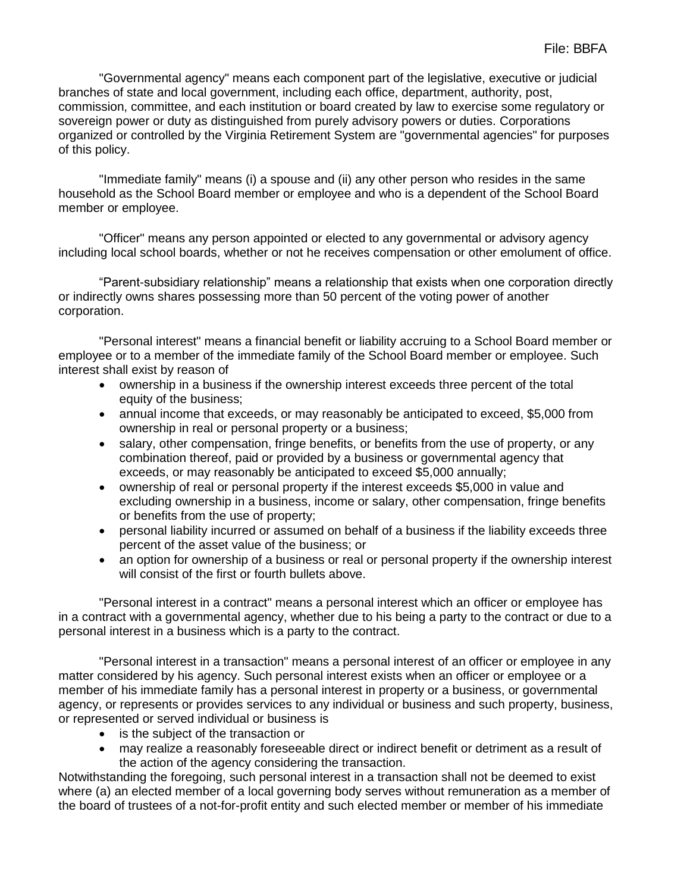"Governmental agency" means each component part of the legislative, executive or judicial branches of state and local government, including each office, department, authority, post, commission, committee, and each institution or board created by law to exercise some regulatory or sovereign power or duty as distinguished from purely advisory powers or duties. Corporations organized or controlled by the Virginia Retirement System are "governmental agencies" for purposes of this policy.

"Immediate family" means (i) a spouse and (ii) any other person who resides in the same household as the School Board member or employee and who is a dependent of the School Board member or employee.

"Officer" means any person appointed or elected to any governmental or advisory agency including local school boards, whether or not he receives compensation or other emolument of office.

"Parent-subsidiary relationship" means a relationship that exists when one corporation directly or indirectly owns shares possessing more than 50 percent of the voting power of another corporation.

"Personal interest" means a financial benefit or liability accruing to a School Board member or employee or to a member of the immediate family of the School Board member or employee. Such interest shall exist by reason of

- ownership in a business if the ownership interest exceeds three percent of the total equity of the business;
- annual income that exceeds, or may reasonably be anticipated to exceed, $5,000 from ownership in real or personal property or a business;
- salary, other compensation, fringe benefits, or benefits from the use of property, or any combination thereof, paid or provided by a business or governmental agency that exceeds, or may reasonably be anticipated to exceed $5,000 annually;
- ownership of real or personal property if the interest exceeds $5,000 in value and excluding ownership in a business, income or salary, other compensation, fringe benefits or benefits from the use of property;
- personal liability incurred or assumed on behalf of a business if the liability exceeds three percent of the asset value of the business; or
- an option for ownership of a business or real or personal property if the ownership interest will consist of the first or fourth bullets above.

"Personal interest in a contract" means a personal interest which an officer or employee has in a contract with a governmental agency, whether due to his being a party to the contract or due to a personal interest in a business which is a party to the contract.

"Personal interest in a transaction" means a personal interest of an officer or employee in any matter considered by his agency. Such personal interest exists when an officer or employee or a member of his immediate family has a personal interest in property or a business, or governmental agency, or represents or provides services to any individual or business and such property, business, or represented or served individual or business is

- is the subject of the transaction or
- may realize a reasonably foreseeable direct or indirect benefit or detriment as a result of the action of the agency considering the transaction.

Notwithstanding the foregoing, such personal interest in a transaction shall not be deemed to exist where (a) an elected member of a local governing body serves without remuneration as a member of the board of trustees of a not-for-profit entity and such elected member or member of his immediate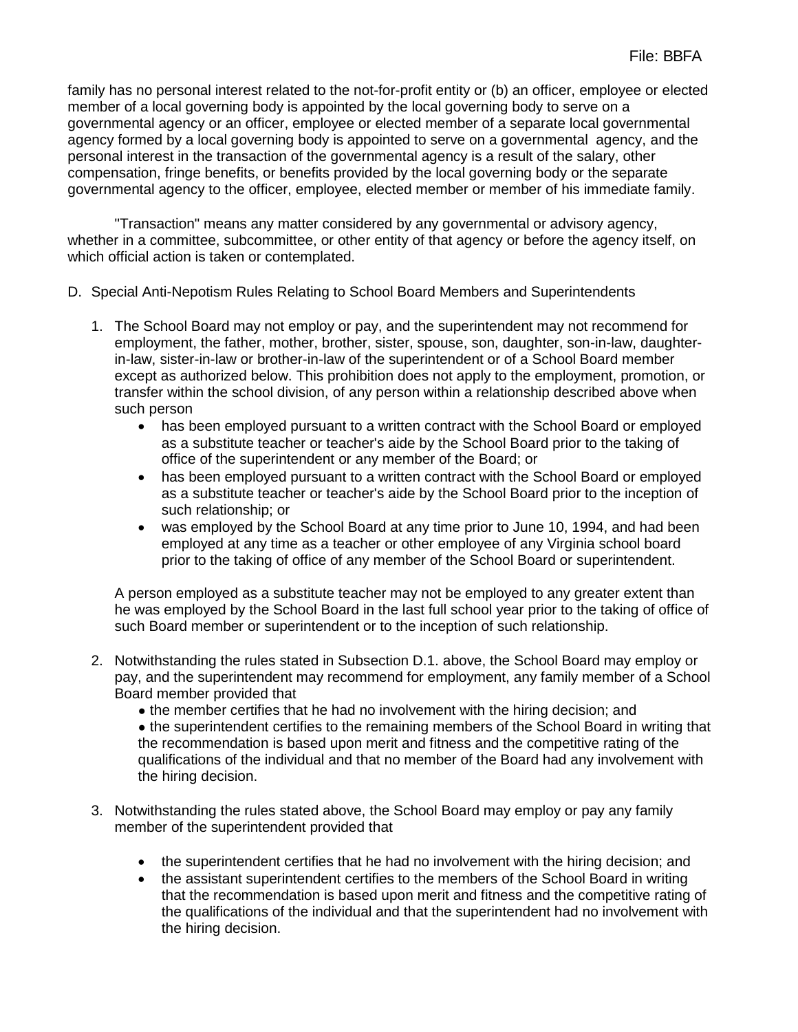family has no personal interest related to the not-for-profit entity or (b) an officer, employee or elected member of a local governing body is appointed by the local governing body to serve on a governmental agency or an officer, employee or elected member of a separate local governmental agency formed by a local governing body is appointed to serve on a governmental agency, and the personal interest in the transaction of the governmental agency is a result of the salary, other compensation, fringe benefits, or benefits provided by the local governing body or the separate governmental agency to the officer, employee, elected member or member of his immediate family.

"Transaction" means any matter considered by any governmental or advisory agency, whether in a committee, subcommittee, or other entity of that agency or before the agency itself, on which official action is taken or contemplated.

D. Special Anti-Nepotism Rules Relating to School Board Members and Superintendents

1. The School Board may not employ or pay, and the superintendent may not recommend for employment, the father, mother, brother, sister, spouse, son, daughter, son-in-law, daughter-in-law, sister-in-law or brother-in-law of the superintendent or of a School Board member except as authorized below. This prohibition does not apply to the employment, promotion, or transfer within the school division, of any person within a relationship described above when such person
   - has been employed pursuant to a written contract with the School Board or employed as a substitute teacher or teacher's aide by the School Board prior to the taking of office of the superintendent or any member of the Board; or
   - has been employed pursuant to a written contract with the School Board or employed as a substitute teacher or teacher's aide by the School Board prior to the inception of such relationship; or
   - was employed by the School Board at any time prior to June 10, 1994, and had been employed at any time as a teacher or other employee of any Virginia school board prior to the taking of office of any member of the School Board or superintendent.

   A person employed as a substitute teacher may not be employed to any greater extent than he was employed by the School Board in the last full school year prior to the taking of office of such Board member or superintendent or to the inception of such relationship.

2. Notwithstanding the rules stated in Subsection D.1. above, the School Board may employ or pay, and the superintendent may recommend for employment, any family member of a School Board member provided that
   - the member certifies that he had no involvement with the hiring decision; and
   - the superintendent certifies to the remaining members of the School Board in writing that the recommendation is based upon merit and fitness and the competitive rating of the qualifications of the individual and that no member of the Board had any involvement with the hiring decision.

3. Notwithstanding the rules stated above, the School Board may employ or pay any family member of the superintendent provided that
   - the superintendent certifies that he had no involvement with the hiring decision; and
   - the assistant superintendent certifies to the members of the School Board in writing that the recommendation is based upon merit and fitness and the competitive rating of the qualifications of the individual and that the superintendent had no involvement with the hiring decision.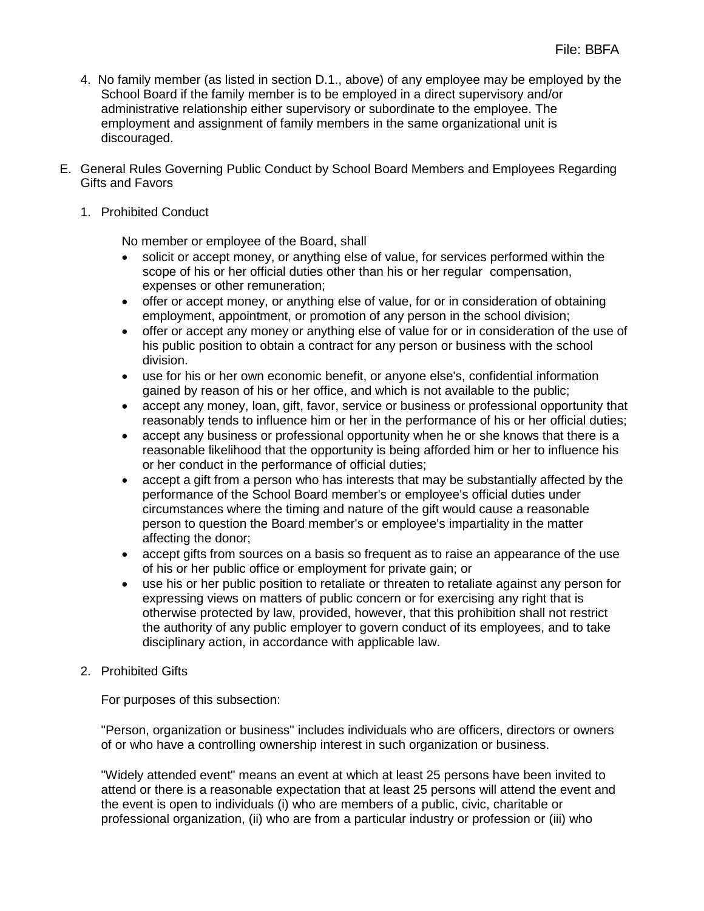4. No family member (as listed in section D.1., above) of any employee may be employed by the School Board if the family member is to be employed in a direct supervisory and/or administrative relationship either supervisory or subordinate to the employee. The employment and assignment of family members in the same organizational unit is discouraged.

E. General Rules Governing Public Conduct by School Board Members and Employees Regarding Gifts and Favors

1. Prohibited Conduct

No member or employee of the Board, shall

- solicit or accept money, or anything else of value, for services performed within the scope of his or her official duties other than his or her regular compensation, expenses or other remuneration;
- offer or accept money, or anything else of value, for or in consideration of obtaining employment, appointment, or promotion of any person in the school division;
- offer or accept any money or anything else of value for or in consideration of the use of his public position to obtain a contract for any person or business with the school division.
- use for his or her own economic benefit, or anyone else's, confidential information gained by reason of his or her office, and which is not available to the public;
- accept any money, loan, gift, favor, service or business or professional opportunity that reasonably tends to influence him or her in the performance of his or her official duties;
- accept any business or professional opportunity when he or she knows that there is a reasonable likelihood that the opportunity is being afforded him or her to influence his or her conduct in the performance of official duties;
- accept a gift from a person who has interests that may be substantially affected by the performance of the School Board member's or employee's official duties under circumstances where the timing and nature of the gift would cause a reasonable person to question the Board member's or employee's impartiality in the matter affecting the donor;
- accept gifts from sources on a basis so frequent as to raise an appearance of the use of his or her public office or employment for private gain; or
- use his or her public position to retaliate or threaten to retaliate against any person for expressing views on matters of public concern or for exercising any right that is otherwise protected by law, provided, however, that this prohibition shall not restrict the authority of any public employer to govern conduct of its employees, and to take disciplinary action, in accordance with applicable law.

2. Prohibited Gifts

For purposes of this subsection:

"Person, organization or business" includes individuals who are officers, directors or owners of or who have a controlling ownership interest in such organization or business.

"Widely attended event" means an event at which at least 25 persons have been invited to attend or there is a reasonable expectation that at least 25 persons will attend the event and the event is open to individuals (i) who are members of a public, civic, charitable or professional organization, (ii) who are from a particular industry or profession or (iii) who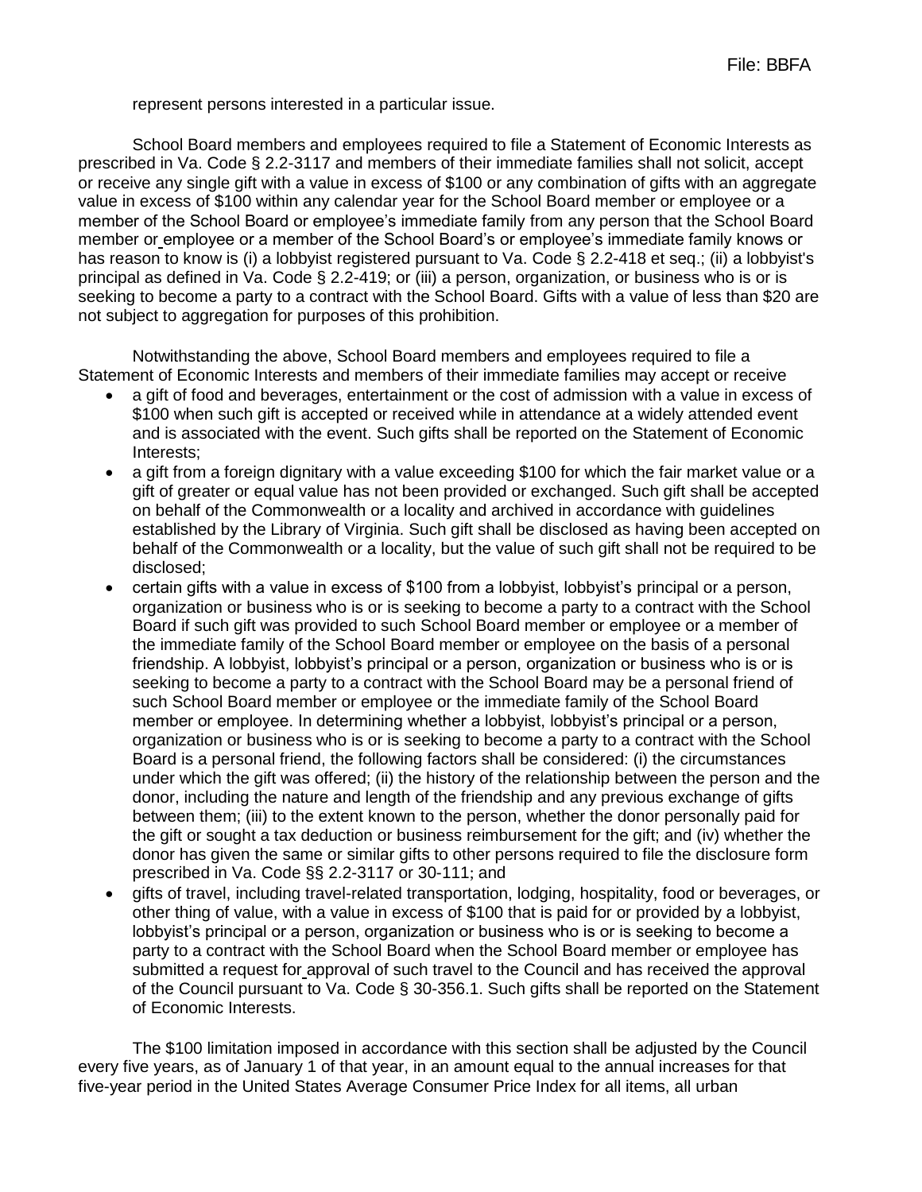represent persons interested in a particular issue.

School Board members and employees required to file a Statement of Economic Interests as prescribed in Va. Code § 2.2-3117 and members of their immediate families shall not solicit, accept or receive any single gift with a value in excess of $100 or any combination of gifts with an aggregate value in excess of $100 within any calendar year for the School Board member or employee or a member of the School Board or employee's immediate family from any person that the School Board member or employee or a member of the School Board's or employee's immediate family knows or has reason to know is (i) a lobbyist registered pursuant to Va. Code § 2.2-418 et seq.; (ii) a lobbyist's principal as defined in Va. Code § 2.2-419; or (iii) a person, organization, or business who is or is seeking to become a party to a contract with the School Board. Gifts with a value of less than $20 are not subject to aggregation for purposes of this prohibition.

Notwithstanding the above, School Board members and employees required to file a Statement of Economic Interests and members of their immediate families may accept or receive

- a gift of food and beverages, entertainment or the cost of admission with a value in excess of $100 when such gift is accepted or received while in attendance at a widely attended event and is associated with the event. Such gifts shall be reported on the Statement of Economic Interests;
- a gift from a foreign dignitary with a value exceeding $100 for which the fair market value or a gift of greater or equal value has not been provided or exchanged. Such gift shall be accepted on behalf of the Commonwealth or a locality and archived in accordance with guidelines established by the Library of Virginia. Such gift shall be disclosed as having been accepted on behalf of the Commonwealth or a locality, but the value of such gift shall not be required to be disclosed;
- certain gifts with a value in excess of $100 from a lobbyist, lobbyist's principal or a person, organization or business who is or is seeking to become a party to a contract with the School Board if such gift was provided to such School Board member or employee or a member of the immediate family of the School Board member or employee on the basis of a personal friendship. A lobbyist, lobbyist's principal or a person, organization or business who is or is seeking to become a party to a contract with the School Board may be a personal friend of such School Board member or employee or the immediate family of the School Board member or employee. In determining whether a lobbyist, lobbyist's principal or a person, organization or business who is or is seeking to become a party to a contract with the School Board is a personal friend, the following factors shall be considered: (i) the circumstances under which the gift was offered; (ii) the history of the relationship between the person and the donor, including the nature and length of the friendship and any previous exchange of gifts between them; (iii) to the extent known to the person, whether the donor personally paid for the gift or sought a tax deduction or business reimbursement for the gift; and (iv) whether the donor has given the same or similar gifts to other persons required to file the disclosure form prescribed in Va. Code §§ 2.2-3117 or 30-111; and
- gifts of travel, including travel-related transportation, lodging, hospitality, food or beverages, or other thing of value, with a value in excess of $100 that is paid for or provided by a lobbyist, lobbyist's principal or a person, organization or business who is or is seeking to become a party to a contract with the School Board when the School Board member or employee has submitted a request for approval of such travel to the Council and has received the approval of the Council pursuant to Va. Code § 30-356.1. Such gifts shall be reported on the Statement of Economic Interests.

The $100 limitation imposed in accordance with this section shall be adjusted by the Council every five years, as of January 1 of that year, in an amount equal to the annual increases for that five-year period in the United States Average Consumer Price Index for all items, all urban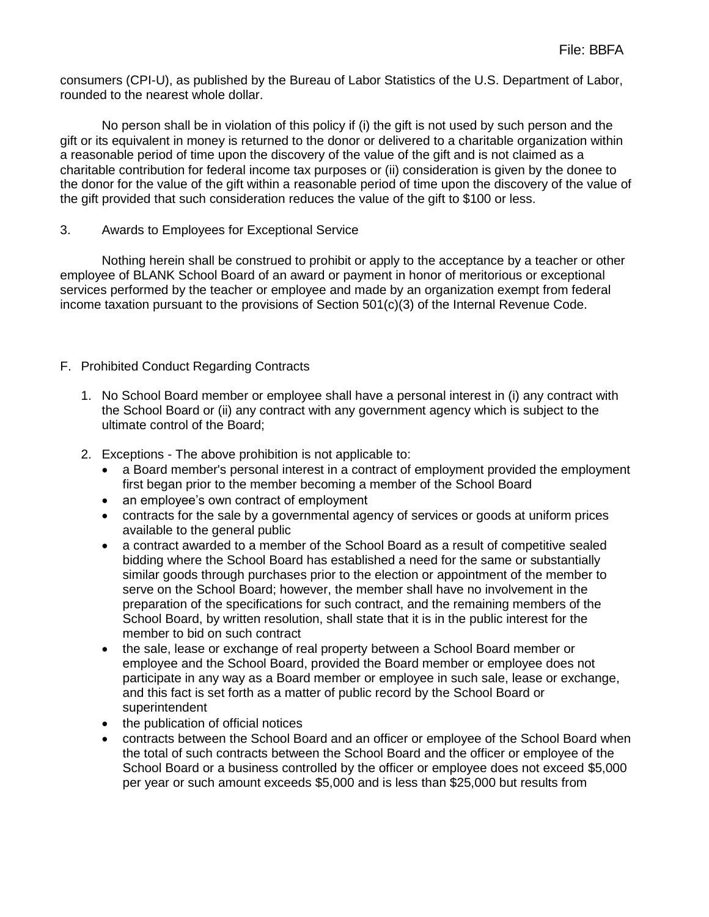consumers (CPI-U), as published by the Bureau of Labor Statistics of the U.S. Department of Labor, rounded to the nearest whole dollar.

No person shall be in violation of this policy if (i) the gift is not used by such person and the gift or its equivalent in money is returned to the donor or delivered to a charitable organization within a reasonable period of time upon the discovery of the value of the gift and is not claimed as a charitable contribution for federal income tax purposes or (ii) consideration is given by the donee to the donor for the value of the gift within a reasonable period of time upon the discovery of the value of the gift provided that such consideration reduces the value of the gift to $100 or less.

3. Awards to Employees for Exceptional Service

Nothing herein shall be construed to prohibit or apply to the acceptance by a teacher or other employee of BLANK School Board of an award or payment in honor of meritorious or exceptional services performed by the teacher or employee and made by an organization exempt from federal income taxation pursuant to the provisions of Section 501(c)(3) of the Internal Revenue Code.

F. Prohibited Conduct Regarding Contracts

1. No School Board member or employee shall have a personal interest in (i) any contract with the School Board or (ii) any contract with any government agency which is subject to the ultimate control of the Board;

2. Exceptions - The above prohibition is not applicable to:
   - a Board member's personal interest in a contract of employment provided the employment first began prior to the member becoming a member of the School Board
   - an employee's own contract of employment
   - contracts for the sale by a governmental agency of services or goods at uniform prices available to the general public
   - a contract awarded to a member of the School Board as a result of competitive sealed bidding where the School Board has established a need for the same or substantially similar goods through purchases prior to the election or appointment of the member to serve on the School Board; however, the member shall have no involvement in the preparation of the specifications for such contract, and the remaining members of the School Board, by written resolution, shall state that it is in the public interest for the member to bid on such contract
   - the sale, lease or exchange of real property between a School Board member or employee and the School Board, provided the Board member or employee does not participate in any way as a Board member or employee in such sale, lease or exchange, and this fact is set forth as a matter of public record by the School Board or superintendent
   - the publication of official notices
   - contracts between the School Board and an officer or employee of the School Board when the total of such contracts between the School Board and the officer or employee of the School Board or a business controlled by the officer or employee does not exceed $5,000 per year or such amount exceeds $5,000 and is less than $25,000 but results from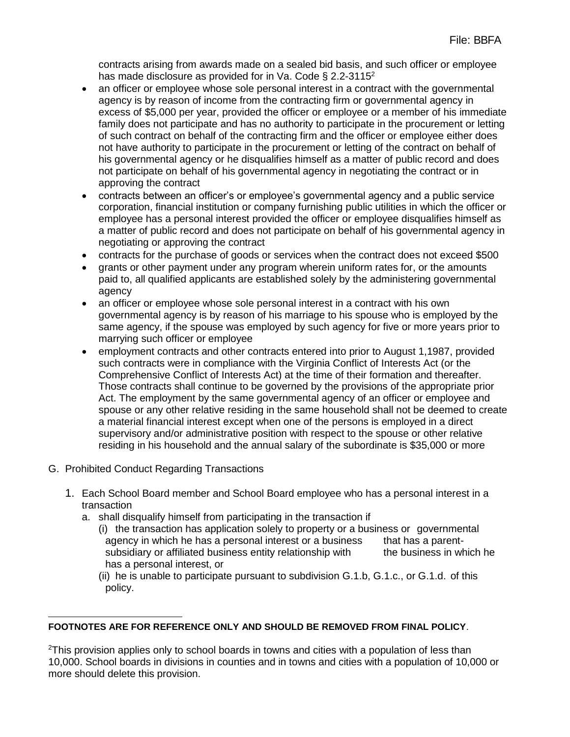contracts arising from awards made on a sealed bid basis, and such officer or employee has made disclosure as provided for in Va. Code § 2.2-3115[2]

- an officer or employee whose sole personal interest in a contract with the governmental agency is by reason of income from the contracting firm or governmental agency in excess of $5,000 per year, provided the officer or employee or a member of his immediate family does not participate and has no authority to participate in the procurement or letting of such contract on behalf of the contracting firm and the officer or employee either does not have authority to participate in the procurement or letting of the contract on behalf of his governmental agency or he disqualifies himself as a matter of public record and does not participate on behalf of his governmental agency in negotiating the contract or in approving the contract
- contracts between an officer's or employee's governmental agency and a public service corporation, financial institution or company furnishing public utilities in which the officer or employee has a personal interest provided the officer or employee disqualifies himself as a matter of public record and does not participate on behalf of his governmental agency in negotiating or approving the contract
- contracts for the purchase of goods or services when the contract does not exceed $500
- grants or other payment under any program wherein uniform rates for, or the amounts paid to, all qualified applicants are established solely by the administering governmental agency
- an officer or employee whose sole personal interest in a contract with his own governmental agency is by reason of his marriage to his spouse who is employed by the same agency, if the spouse was employed by such agency for five or more years prior to marrying such officer or employee
- employment contracts and other contracts entered into prior to August 1,1987, provided such contracts were in compliance with the Virginia Conflict of Interests Act (or the Comprehensive Conflict of Interests Act) at the time of their formation and thereafter. Those contracts shall continue to be governed by the provisions of the appropriate prior Act. The employment by the same governmental agency of an officer or employee and spouse or any other relative residing in the same household shall not be deemed to create a material financial interest except when one of the persons is employed in a direct supervisory and/or administrative position with respect to the spouse or other relative residing in his household and the annual salary of the subordinate is $35,000 or more

G. Prohibited Conduct Regarding Transactions

1. Each School Board member and School Board employee who has a personal interest in a transaction
   a. shall disqualify himself from participating in the transaction if
      (i) the transaction has application solely to property or a business or governmental agency in which he has a personal interest or a business that has a parent-subsidiary or affiliated business entity relationship with the business in which he has a personal interest, or
      (ii) he is unable to participate pursuant to subdivision G.1.b, G.1.c., or G.1.d. of this policy.

---

**FOOTNOTES ARE FOR REFERENCE ONLY AND SHOULD BE REMOVED FROM FINAL POLICY**.

[2]This provision applies only to school boards in towns and cities with a population of less than 10,000. School boards in divisions in counties and in towns and cities with a population of 10,000 or more should delete this provision.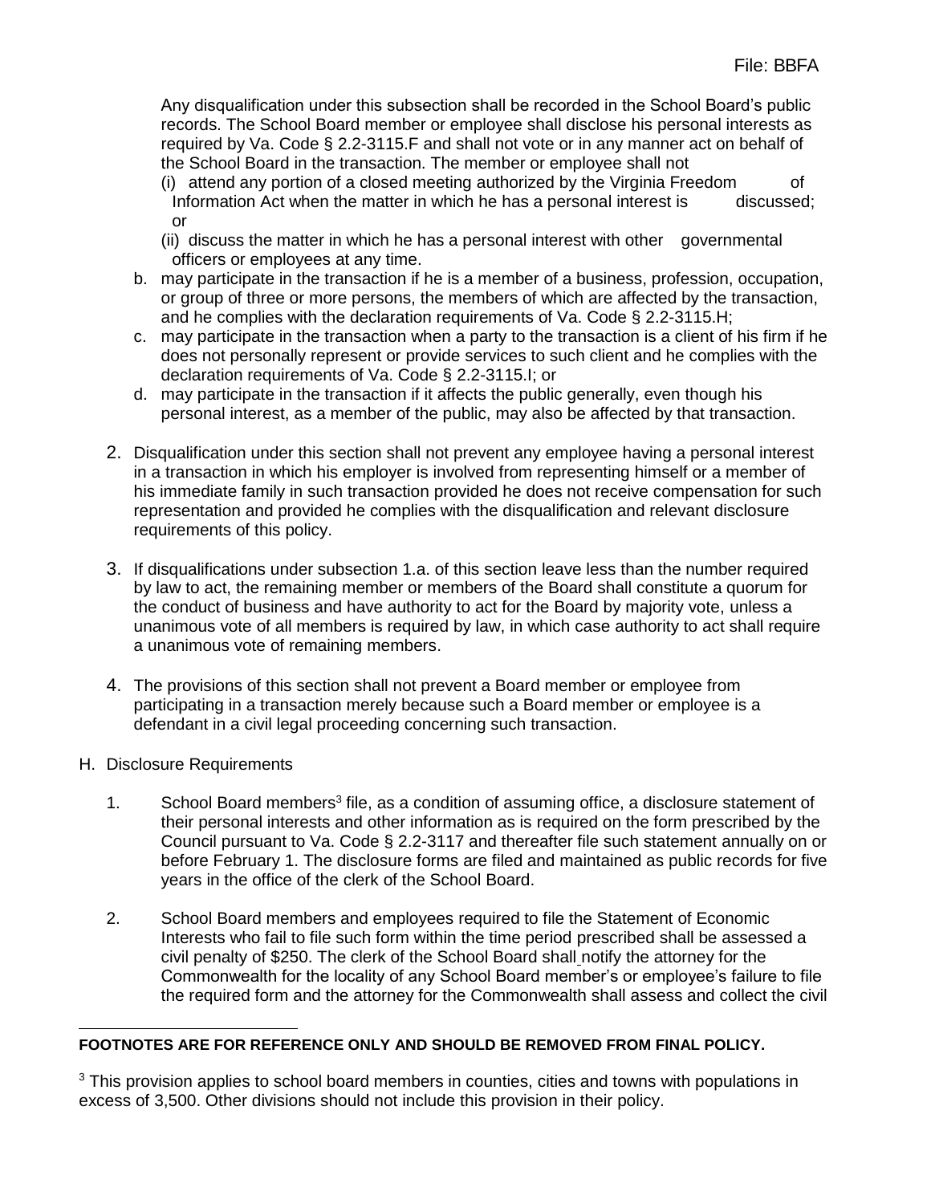Any disqualification under this subsection shall be recorded in the School Board's public records. The School Board member or employee shall disclose his personal interests as required by Va. Code § 2.2-3115.F and shall not vote or in any manner act on behalf of the School Board in the transaction. The member or employee shall not

(i) attend any portion of a closed meeting authorized by the Virginia Freedom of Information Act when the matter in which he has a personal interest is discussed; or

(ii) discuss the matter in which he has a personal interest with other governmental officers or employees at any time.

b. may participate in the transaction if he is a member of a business, profession, occupation, or group of three or more persons, the members of which are affected by the transaction, and he complies with the declaration requirements of Va. Code § 2.2-3115.H;

c. may participate in the transaction when a party to the transaction is a client of his firm if he does not personally represent or provide services to such client and he complies with the declaration requirements of Va. Code § 2.2-3115.I; or

d. may participate in the transaction if it affects the public generally, even though his personal interest, as a member of the public, may also be affected by that transaction.

2. Disqualification under this section shall not prevent any employee having a personal interest in a transaction in which his employer is involved from representing himself or a member of his immediate family in such transaction provided he does not receive compensation for such representation and provided he complies with the disqualification and relevant disclosure requirements of this policy.

3. If disqualifications under subsection 1.a. of this section leave less than the number required by law to act, the remaining member or members of the Board shall constitute a quorum for the conduct of business and have authority to act for the Board by majority vote, unless a unanimous vote of all members is required by law, in which case authority to act shall require a unanimous vote of remaining members.

4. The provisions of this section shall not prevent a Board member or employee from participating in a transaction merely because such a Board member or employee is a defendant in a civil legal proceeding concerning such transaction.

H. Disclosure Requirements

1. School Board members[3] file, as a condition of assuming office, a disclosure statement of their personal interests and other information as is required on the form prescribed by the Council pursuant to Va. Code § 2.2-3117 and thereafter file such statement annually on or before February 1. The disclosure forms are filed and maintained as public records for five years in the office of the clerk of the School Board.

2. School Board members and employees required to file the Statement of Economic Interests who fail to file such form within the time period prescribed shall be assessed a civil penalty of $250. The clerk of the School Board shall notify the attorney for the Commonwealth for the locality of any School Board member's or employee's failure to file the required form and the attorney for the Commonwealth shall assess and collect the civil

---

**FOOTNOTES ARE FOR REFERENCE ONLY AND SHOULD BE REMOVED FROM FINAL POLICY.**

[3] This provision applies to school board members in counties, cities and towns with populations in excess of 3,500. Other divisions should not include this provision in their policy.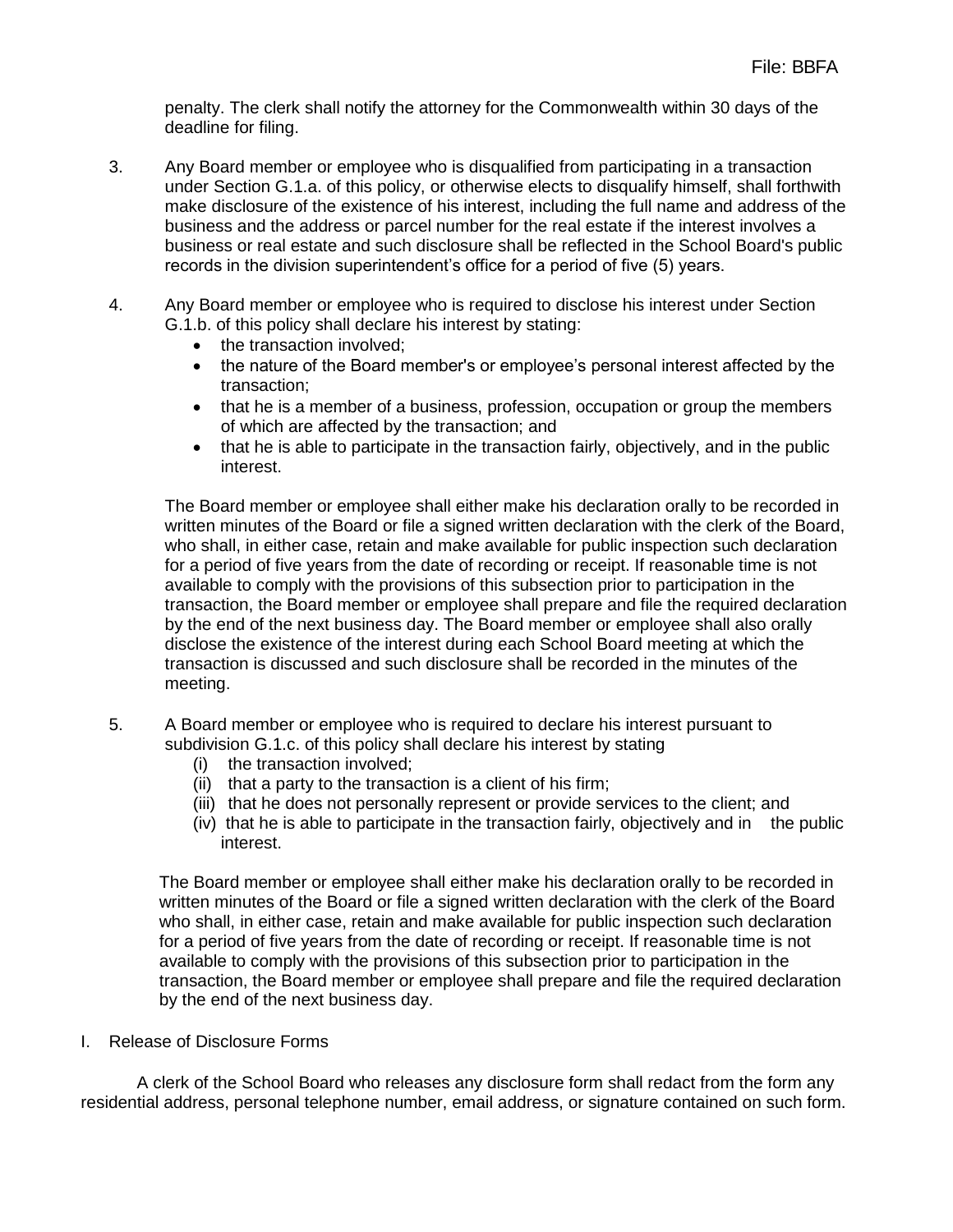penalty. The clerk shall notify the attorney for the Commonwealth within 30 days of the deadline for filing.

3. Any Board member or employee who is disqualified from participating in a transaction under Section G.1.a. of this policy, or otherwise elects to disqualify himself, shall forthwith make disclosure of the existence of his interest, including the full name and address of the business and the address or parcel number for the real estate if the interest involves a business or real estate and such disclosure shall be reflected in the School Board's public records in the division superintendent's office for a period of five (5) years.

4. Any Board member or employee who is required to disclose his interest under Section G.1.b. of this policy shall declare his interest by stating:
   - the transaction involved;
   - the nature of the Board member's or employee's personal interest affected by the transaction;
   - that he is a member of a business, profession, occupation or group the members of which are affected by the transaction; and
   - that he is able to participate in the transaction fairly, objectively, and in the public interest.

   The Board member or employee shall either make his declaration orally to be recorded in written minutes of the Board or file a signed written declaration with the clerk of the Board, who shall, in either case, retain and make available for public inspection such declaration for a period of five years from the date of recording or receipt. If reasonable time is not available to comply with the provisions of this subsection prior to participation in the transaction, the Board member or employee shall prepare and file the required declaration by the end of the next business day. The Board member or employee shall also orally disclose the existence of the interest during each School Board meeting at which the transaction is discussed and such disclosure shall be recorded in the minutes of the meeting.

5. A Board member or employee who is required to declare his interest pursuant to subdivision G.1.c. of this policy shall declare his interest by stating
   (i) the transaction involved;
   (ii) that a party to the transaction is a client of his firm;
   (iii) that he does not personally represent or provide services to the client; and
   (iv) that he is able to participate in the transaction fairly, objectively and in the public interest.

   The Board member or employee shall either make his declaration orally to be recorded in written minutes of the Board or file a signed written declaration with the clerk of the Board who shall, in either case, retain and make available for public inspection such declaration for a period of five years from the date of recording or receipt. If reasonable time is not available to comply with the provisions of this subsection prior to participation in the transaction, the Board member or employee shall prepare and file the required declaration by the end of the next business day.

I. Release of Disclosure Forms

A clerk of the School Board who releases any disclosure form shall redact from the form any residential address, personal telephone number, email address, or signature contained on such form.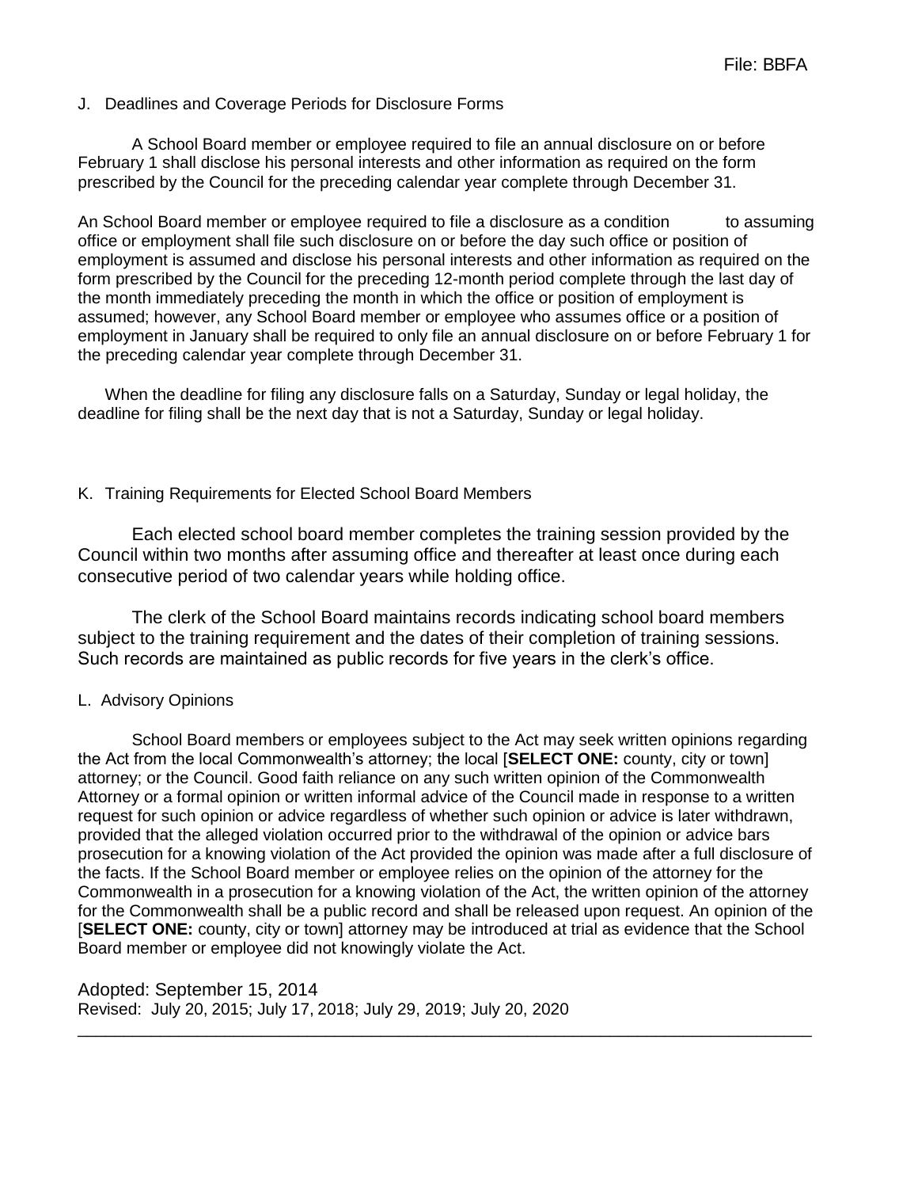J. Deadlines and Coverage Periods for Disclosure Forms

A School Board member or employee required to file an annual disclosure on or before February 1 shall disclose his personal interests and other information as required on the form prescribed by the Council for the preceding calendar year complete through December 31.

An School Board member or employee required to file a disclosure as a condition to assuming office or employment shall file such disclosure on or before the day such office or position of employment is assumed and disclose his personal interests and other information as required on the form prescribed by the Council for the preceding 12-month period complete through the last day of the month immediately preceding the month in which the office or position of employment is assumed; however, any School Board member or employee who assumes office or a position of employment in January shall be required to only file an annual disclosure on or before February 1 for the preceding calendar year complete through December 31.

When the deadline for filing any disclosure falls on a Saturday, Sunday or legal holiday, the deadline for filing shall be the next day that is not a Saturday, Sunday or legal holiday.

K. Training Requirements for Elected School Board Members

Each elected school board member completes the training session provided by the Council within two months after assuming office and thereafter at least once during each consecutive period of two calendar years while holding office.

The clerk of the School Board maintains records indicating school board members subject to the training requirement and the dates of their completion of training sessions. Such records are maintained as public records for five years in the clerk's office.

L. Advisory Opinions

School Board members or employees subject to the Act may seek written opinions regarding the Act from the local Commonwealth's attorney; the local [**SELECT ONE:** county, city or town] attorney; or the Council. Good faith reliance on any such written opinion of the Commonwealth Attorney or a formal opinion or written informal advice of the Council made in response to a written request for such opinion or advice regardless of whether such opinion or advice is later withdrawn, provided that the alleged violation occurred prior to the withdrawal of the opinion or advice bars prosecution for a knowing violation of the Act provided the opinion was made after a full disclosure of the facts. If the School Board member or employee relies on the opinion of the attorney for the Commonwealth in a prosecution for a knowing violation of the Act, the written opinion of the attorney for the Commonwealth shall be a public record and shall be released upon request. An opinion of the [**SELECT ONE:** county, city or town] attorney may be introduced at trial as evidence that the School Board member or employee did not knowingly violate the Act.

Adopted: September 15, 2014
Revised: July 20, 2015; July 17, 2018; July 29, 2019; July 20, 2020

---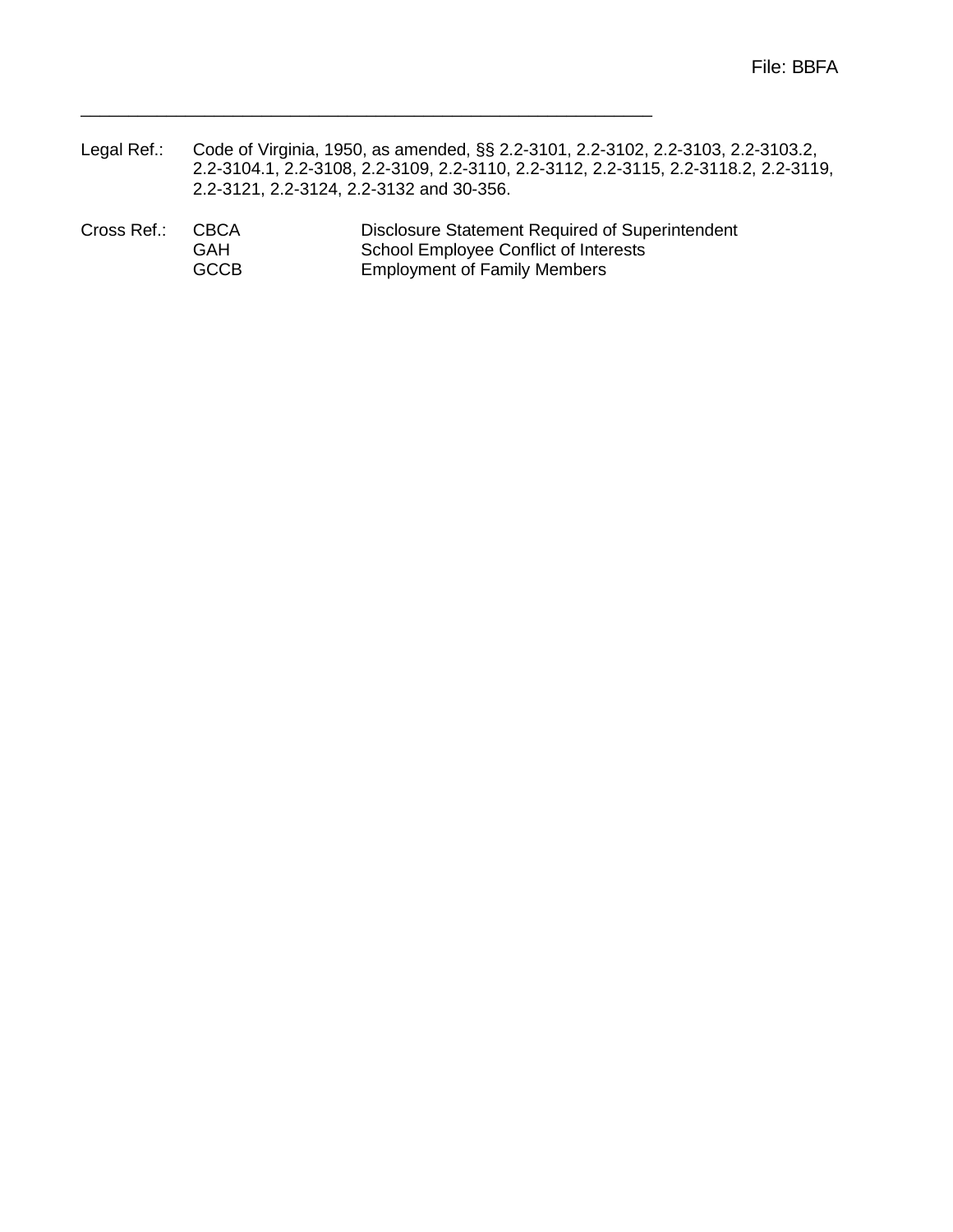File: BBFA

\_\_\_\_\_\_\_\_\_\_\_\_\_\_\_\_\_\_\_\_\_\_\_\_\_\_\_\_\_\_\_\_\_\_\_\_\_\_\_\_\_\_\_\_\_\_\_\_\_\_\_\_\_\_\_\_\_\_\_\_

Legal Ref.: Code of Virginia, 1950, as amended, §§ 2.2-3101, 2.2-3102, 2.2-3103, 2.2-3103.2, 2.2-3104.1, 2.2-3108, 2.2-3109, 2.2-3110, 2.2-3112, 2.2-3115, 2.2-3118.2, 2.2-3119, 2.2-3121, 2.2-3124, 2.2-3132 and 30-356.

Cross Ref.:

| | |
|---|---|
| CBCA | Disclosure Statement Required of Superintendent |
| GAH | School Employee Conflict of Interests |
| GCCB | Employment of Family Members |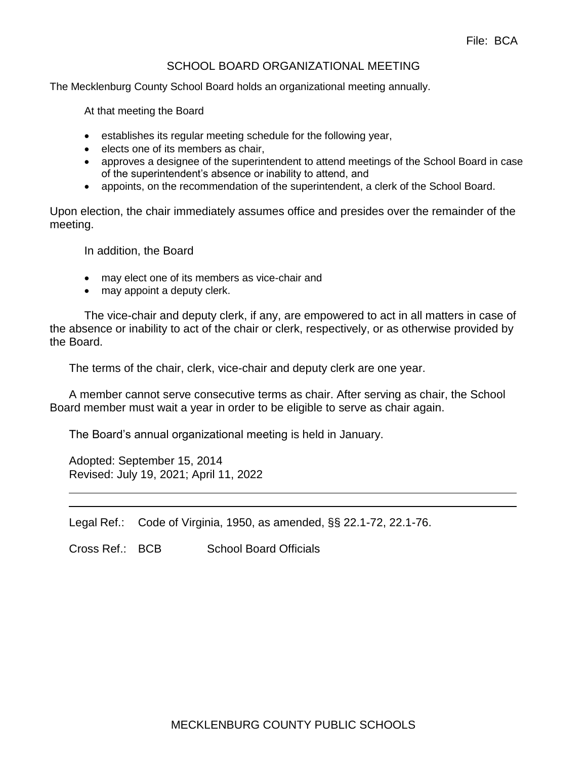File: BCA

# SCHOOL BOARD ORGANIZATIONAL MEETING

The Mecklenburg County School Board holds an organizational meeting annually.

At that meeting the Board

- establishes its regular meeting schedule for the following year,
- elects one of its members as chair,
- approves a designee of the superintendent to attend meetings of the School Board in case of the superintendent's absence or inability to attend, and
- appoints, on the recommendation of the superintendent, a clerk of the School Board.

Upon election, the chair immediately assumes office and presides over the remainder of the meeting.

In addition, the Board

- may elect one of its members as vice-chair and
- may appoint a deputy clerk.

The vice-chair and deputy clerk, if any, are empowered to act in all matters in case of the absence or inability to act of the chair or clerk, respectively, or as otherwise provided by the Board.

The terms of the chair, clerk, vice-chair and deputy clerk are one year.

A member cannot serve consecutive terms as chair. After serving as chair, the School Board member must wait a year in order to be eligible to serve as chair again.

The Board's annual organizational meeting is held in January.

Adopted: September 15, 2014
Revised: July 19, 2021; April 11, 2022

---

Legal Ref.: Code of Virginia, 1950, as amended, §§ 22.1-72, 22.1-76.

Cross Ref.: BCB School Board Officials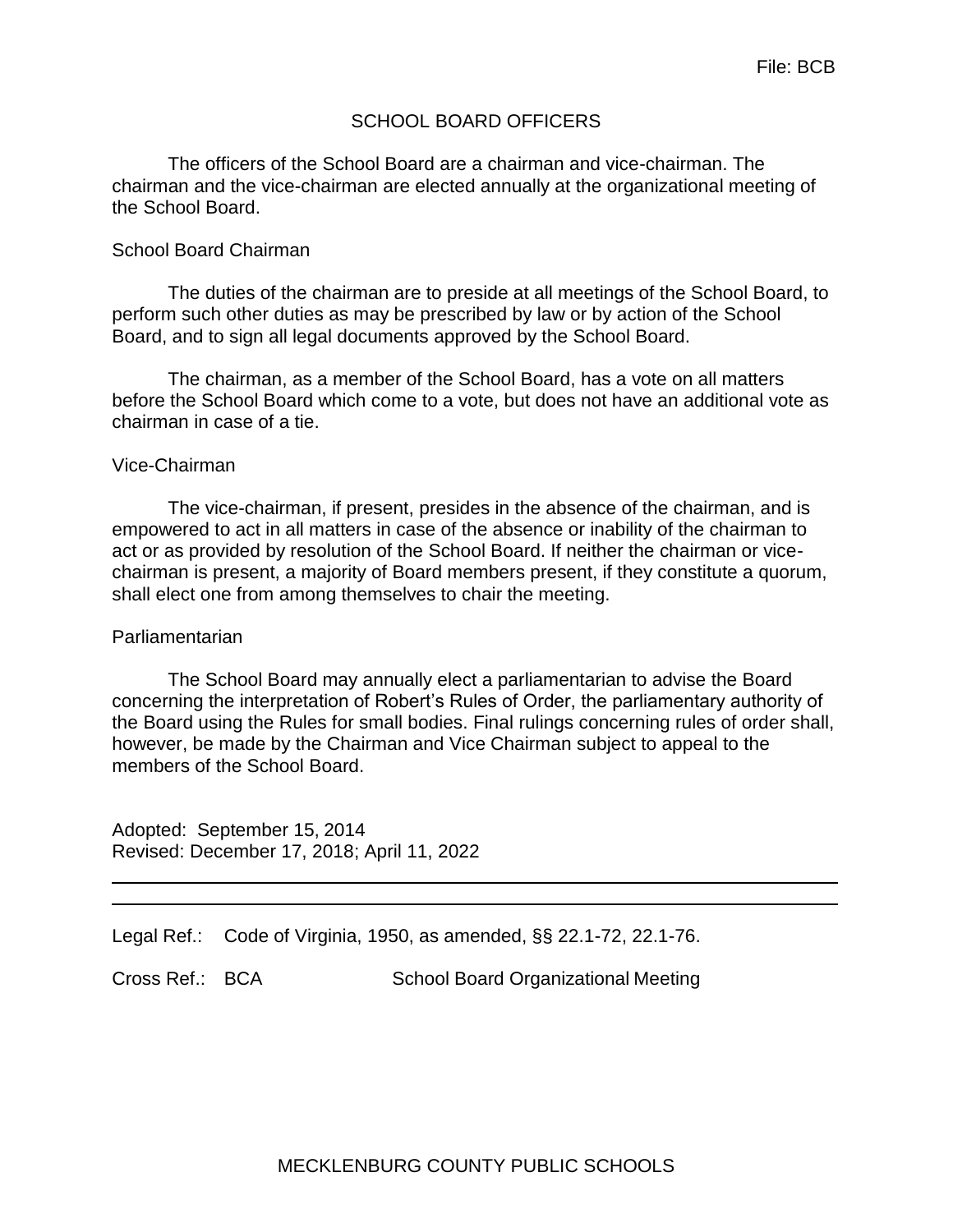File: BCB

# SCHOOL BOARD OFFICERS

The officers of the School Board are a chairman and vice-chairman. The chairman and the vice-chairman are elected annually at the organizational meeting of the School Board.

## School Board Chairman

The duties of the chairman are to preside at all meetings of the School Board, to perform such other duties as may be prescribed by law or by action of the School Board, and to sign all legal documents approved by the School Board.

The chairman, as a member of the School Board, has a vote on all matters before the School Board which come to a vote, but does not have an additional vote as chairman in case of a tie.

## Vice-Chairman

The vice-chairman, if present, presides in the absence of the chairman, and is empowered to act in all matters in case of the absence or inability of the chairman to act or as provided by resolution of the School Board. If neither the chairman or vice-chairman is present, a majority of Board members present, if they constitute a quorum, shall elect one from among themselves to chair the meeting.

## Parliamentarian

The School Board may annually elect a parliamentarian to advise the Board concerning the interpretation of Robert's Rules of Order, the parliamentary authority of the Board using the Rules for small bodies. Final rulings concerning rules of order shall, however, be made by the Chairman and Vice Chairman subject to appeal to the members of the School Board.

Adopted: September 15, 2014
Revised: December 17, 2018; April 11, 2022

---

Legal Ref.: Code of Virginia, 1950, as amended, §§ 22.1-72, 22.1-76.

Cross Ref.: BCA School Board Organizational Meeting

MECKLENBURG COUNTY PUBLIC SCHOOLS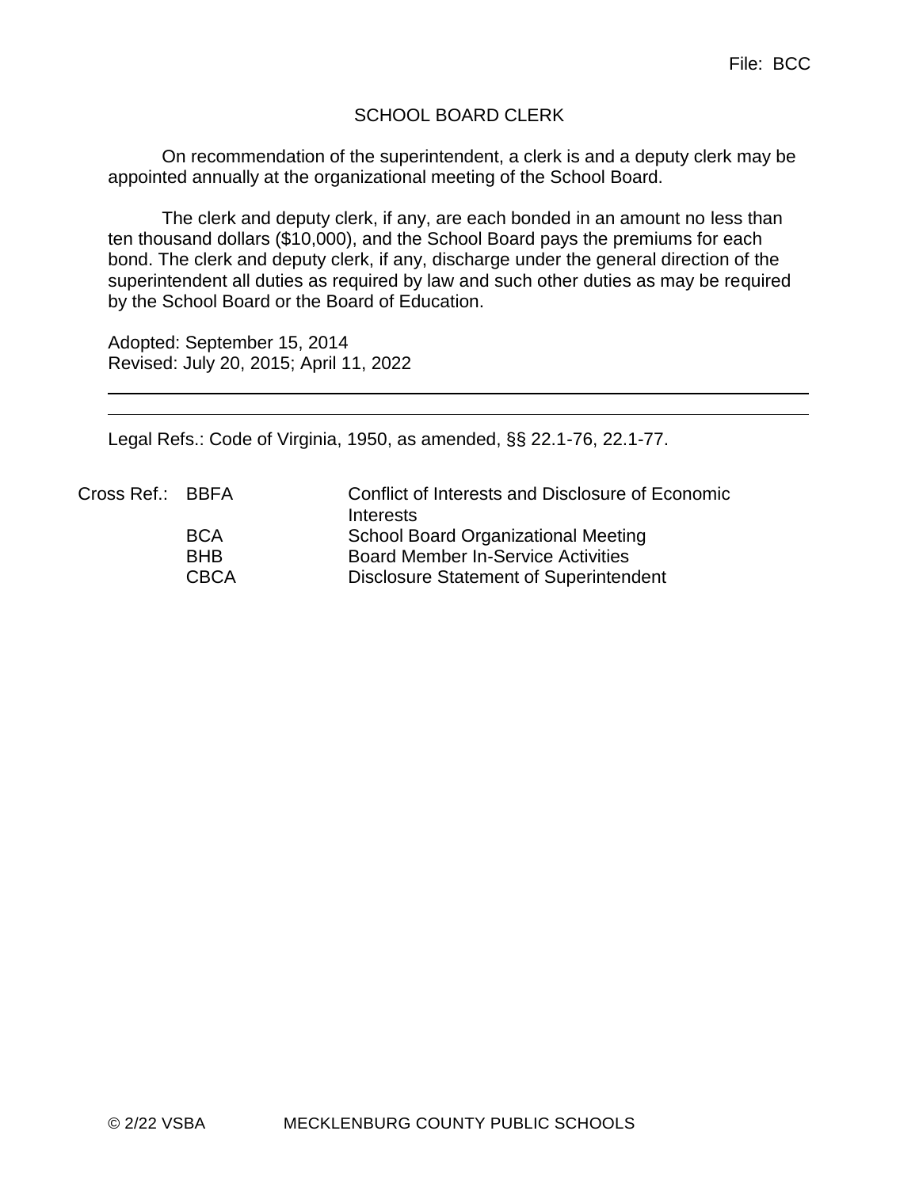File: BCC

# SCHOOL BOARD CLERK

On recommendation of the superintendent, a clerk is and a deputy clerk may be appointed annually at the organizational meeting of the School Board.

The clerk and deputy clerk, if any, are each bonded in an amount no less than ten thousand dollars ($10,000), and the School Board pays the premiums for each bond. The clerk and deputy clerk, if any, discharge under the general direction of the superintendent all duties as required by law and such other duties as may be required by the School Board or the Board of Education.

Adopted: September 15, 2014
Revised: July 20, 2015; April 11, 2022

---

Legal Refs.: Code of Virginia, 1950, as amended, §§ 22.1-76, 22.1-77.

| Cross Ref.: | | |
|---|---|---|
| | BBFA | Conflict of Interests and Disclosure of Economic Interests |
| | BCA | School Board Organizational Meeting |
| | BHB | Board Member In-Service Activities |
| | CBCA | Disclosure Statement of Superintendent |

© 2/22 VSBA MECKLENBURG COUNTY PUBLIC SCHOOLS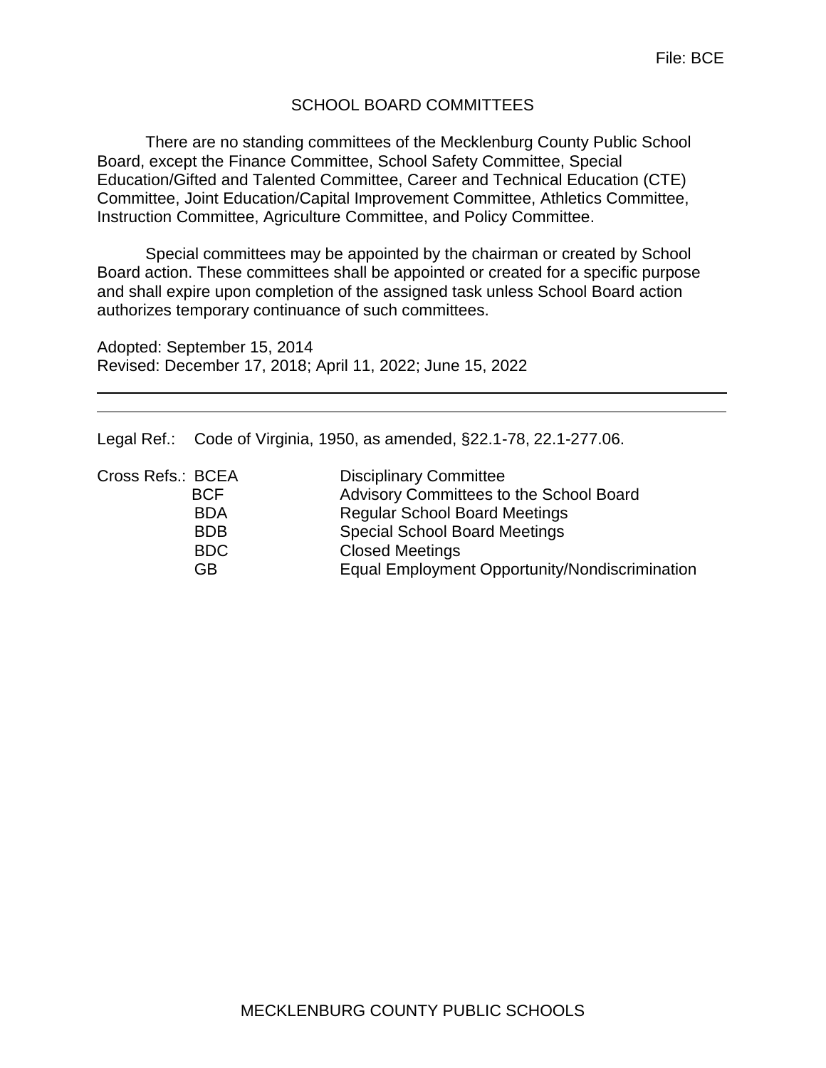File: BCE

# SCHOOL BOARD COMMITTEES

There are no standing committees of the Mecklenburg County Public School Board, except the Finance Committee, School Safety Committee, Special Education/Gifted and Talented Committee, Career and Technical Education (CTE) Committee, Joint Education/Capital Improvement Committee, Athletics Committee, Instruction Committee, Agriculture Committee, and Policy Committee.

Special committees may be appointed by the chairman or created by School Board action. These committees shall be appointed or created for a specific purpose and shall expire upon completion of the assigned task unless School Board action authorizes temporary continuance of such committees.

Adopted: September 15, 2014
Revised: December 17, 2018; April 11, 2022; June 15, 2022

---

Legal Ref.: Code of Virginia, 1950, as amended, §22.1-78, 22.1-277.06.

Cross Refs.:

| | |
|---|---|
| BCEA | Disciplinary Committee |
| BCF | Advisory Committees to the School Board |
| BDA | Regular School Board Meetings |
| BDB | Special School Board Meetings |
| BDC | Closed Meetings |
| GB | Equal Employment Opportunity/Nondiscrimination |

MECKLENBURG COUNTY PUBLIC SCHOOLS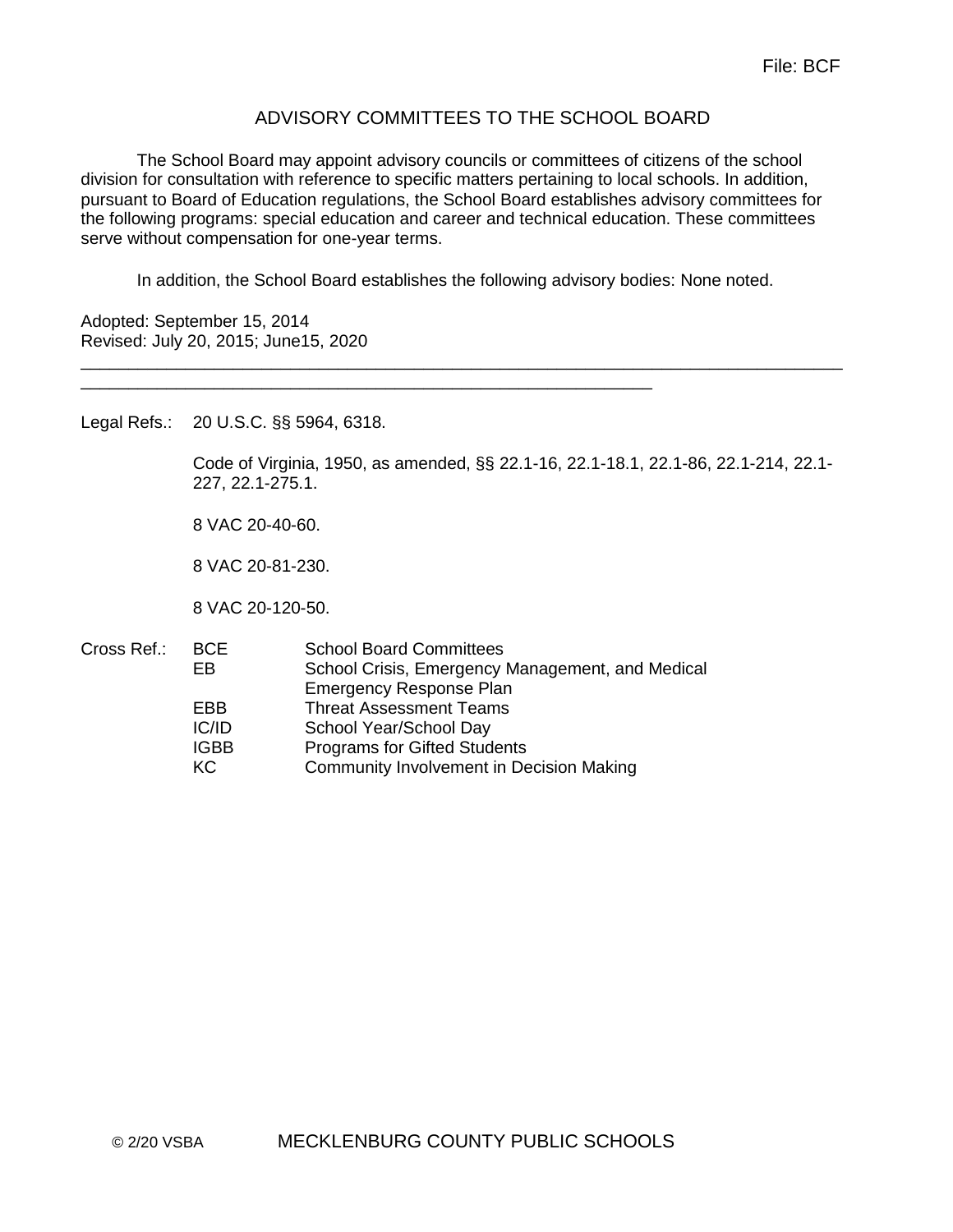File: BCF

# ADVISORY COMMITTEES TO THE SCHOOL BOARD

The School Board may appoint advisory councils or committees of citizens of the school division for consultation with reference to specific matters pertaining to local schools. In addition, pursuant to Board of Education regulations, the School Board establishes advisory committees for the following programs: special education and career and technical education. These committees serve without compensation for one-year terms.

In addition, the School Board establishes the following advisory bodies: None noted.

Adopted: September 15, 2014
Revised: July 20, 2015; June15, 2020

---

Legal Refs.: 20 U.S.C. §§ 5964, 6318.

Code of Virginia, 1950, as amended, §§ 22.1-16, 22.1-18.1, 22.1-86, 22.1-214, 22.1-227, 22.1-275.1.

8 VAC 20-40-60.

8 VAC 20-81-230.

8 VAC 20-120-50.

Cross Ref.:

| | |
|---|---|
| BCE | School Board Committees |
| EB | School Crisis, Emergency Management, and Medical Emergency Response Plan |
| EBB | Threat Assessment Teams |
| IC/ID | School Year/School Day |
| IGBB | Programs for Gifted Students |
| KC | Community Involvement in Decision Making |

© 2/20 VSBA MECKLENBURG COUNTY PUBLIC SCHOOLS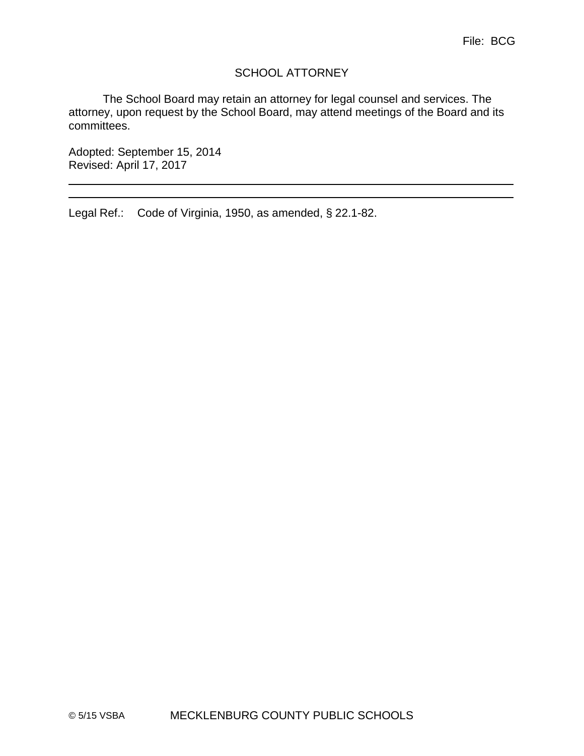File: BCG

# SCHOOL ATTORNEY

The School Board may retain an attorney for legal counsel and services. The attorney, upon request by the School Board, may attend meetings of the Board and its committees.

Adopted: September 15, 2014
Revised: April 17, 2017

---

Legal Ref.: Code of Virginia, 1950, as amended, § 22.1-82.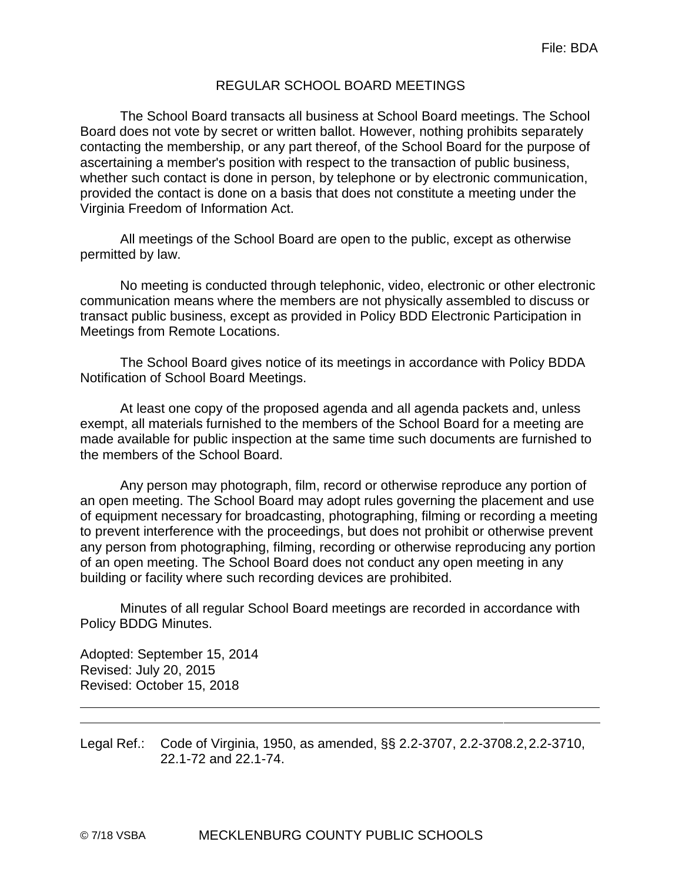File: BDA

# REGULAR SCHOOL BOARD MEETINGS

The School Board transacts all business at School Board meetings. The School Board does not vote by secret or written ballot. However, nothing prohibits separately contacting the membership, or any part thereof, of the School Board for the purpose of ascertaining a member's position with respect to the transaction of public business, whether such contact is done in person, by telephone or by electronic communication, provided the contact is done on a basis that does not constitute a meeting under the Virginia Freedom of Information Act.

All meetings of the School Board are open to the public, except as otherwise permitted by law.

No meeting is conducted through telephonic, video, electronic or other electronic communication means where the members are not physically assembled to discuss or transact public business, except as provided in Policy BDD Electronic Participation in Meetings from Remote Locations.

The School Board gives notice of its meetings in accordance with Policy BDDA Notification of School Board Meetings.

At least one copy of the proposed agenda and all agenda packets and, unless exempt, all materials furnished to the members of the School Board for a meeting are made available for public inspection at the same time such documents are furnished to the members of the School Board.

Any person may photograph, film, record or otherwise reproduce any portion of an open meeting. The School Board may adopt rules governing the placement and use of equipment necessary for broadcasting, photographing, filming or recording a meeting to prevent interference with the proceedings, but does not prohibit or otherwise prevent any person from photographing, filming, recording or otherwise reproducing any portion of an open meeting. The School Board does not conduct any open meeting in any building or facility where such recording devices are prohibited.

Minutes of all regular School Board meetings are recorded in accordance with Policy BDDG Minutes.

Adopted: September 15, 2014
Revised: July 20, 2015
Revised: October 15, 2018

---

Legal Ref.: Code of Virginia, 1950, as amended, §§ 2.2-3707, 2.2-3708.2, 2.2-3710, 22.1-72 and 22.1-74.

© 7/18 VSBA MECKLENBURG COUNTY PUBLIC SCHOOLS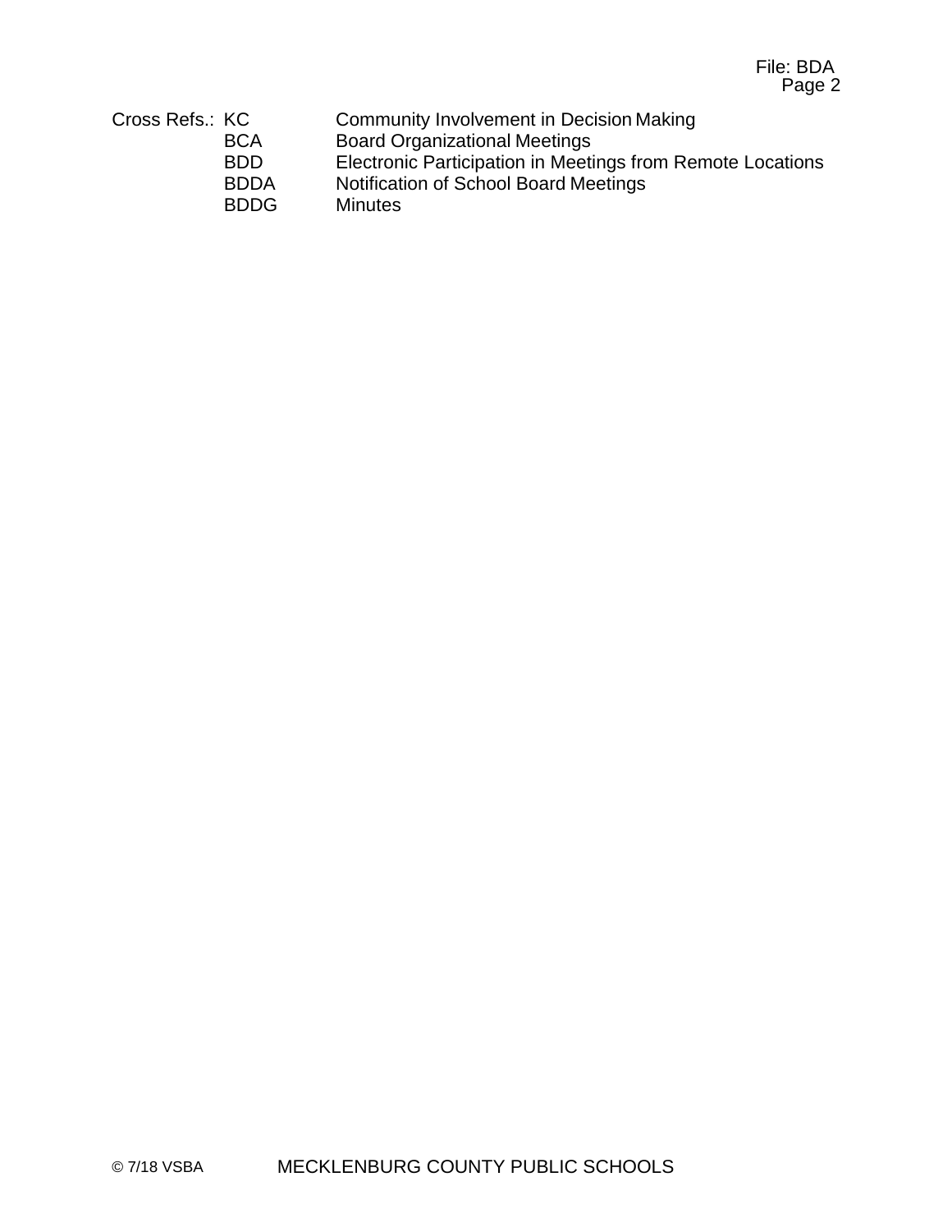Cross Refs.:

| | |
|---|---|
| KC | Community Involvement in Decision Making |
| BCA | Board Organizational Meetings |
| BDD | Electronic Participation in Meetings from Remote Locations |
| BDDA | Notification of School Board Meetings |
| BDDG | Minutes |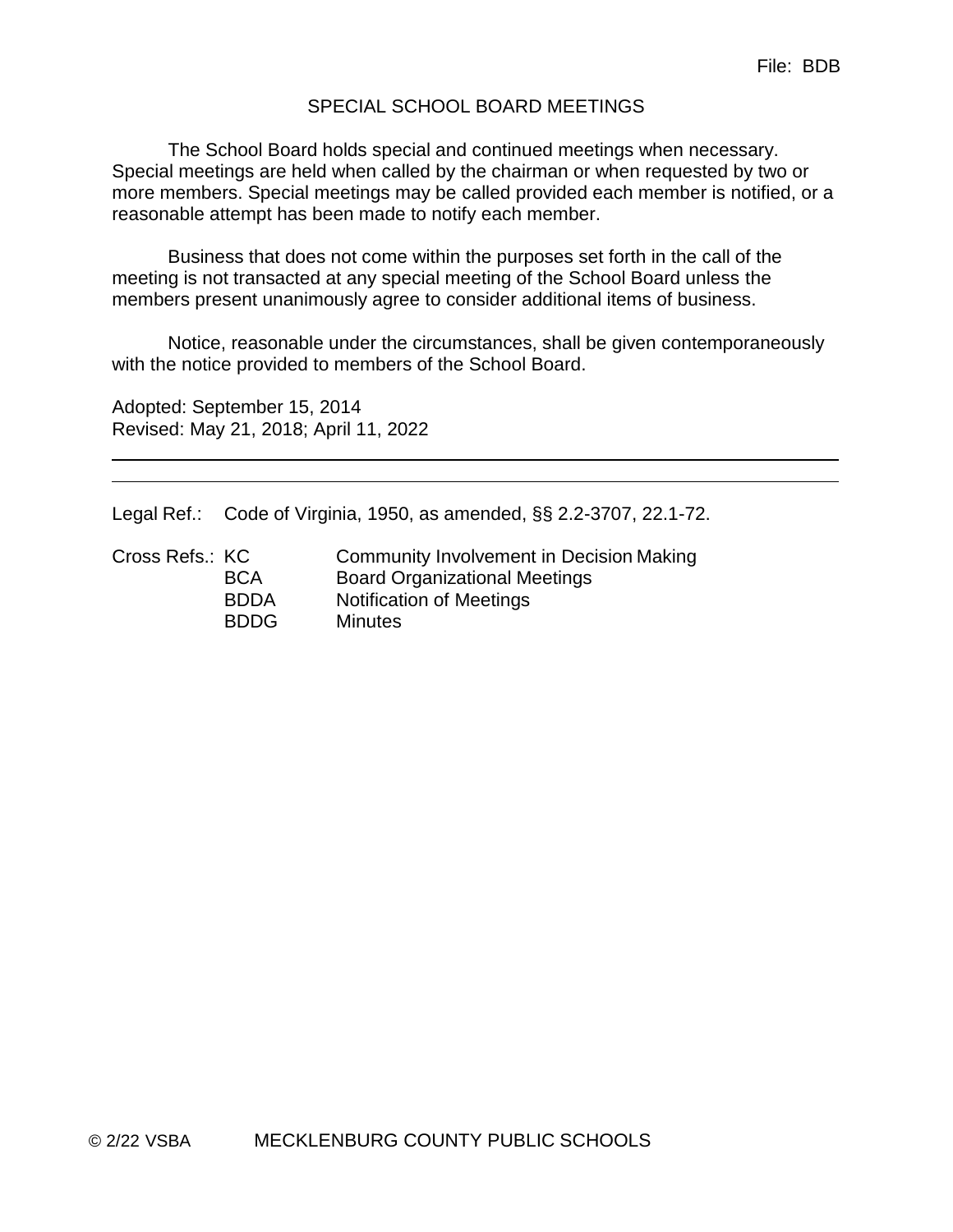File: BDB

# SPECIAL SCHOOL BOARD MEETINGS

The School Board holds special and continued meetings when necessary. Special meetings are held when called by the chairman or when requested by two or more members. Special meetings may be called provided each member is notified, or a reasonable attempt has been made to notify each member.

Business that does not come within the purposes set forth in the call of the meeting is not transacted at any special meeting of the School Board unless the members present unanimously agree to consider additional items of business.

Notice, reasonable under the circumstances, shall be given contemporaneously with the notice provided to members of the School Board.

Adopted: September 15, 2014
Revised: May 21, 2018; April 11, 2022

---

Legal Ref.: Code of Virginia, 1950, as amended, §§ 2.2-3707, 22.1-72.

Cross Refs.: KC — Community Involvement in Decision Making
BCA — Board Organizational Meetings
BDDA — Notification of Meetings
BDDG — Minutes

© 2/22 VSBA MECKLENBURG COUNTY PUBLIC SCHOOLS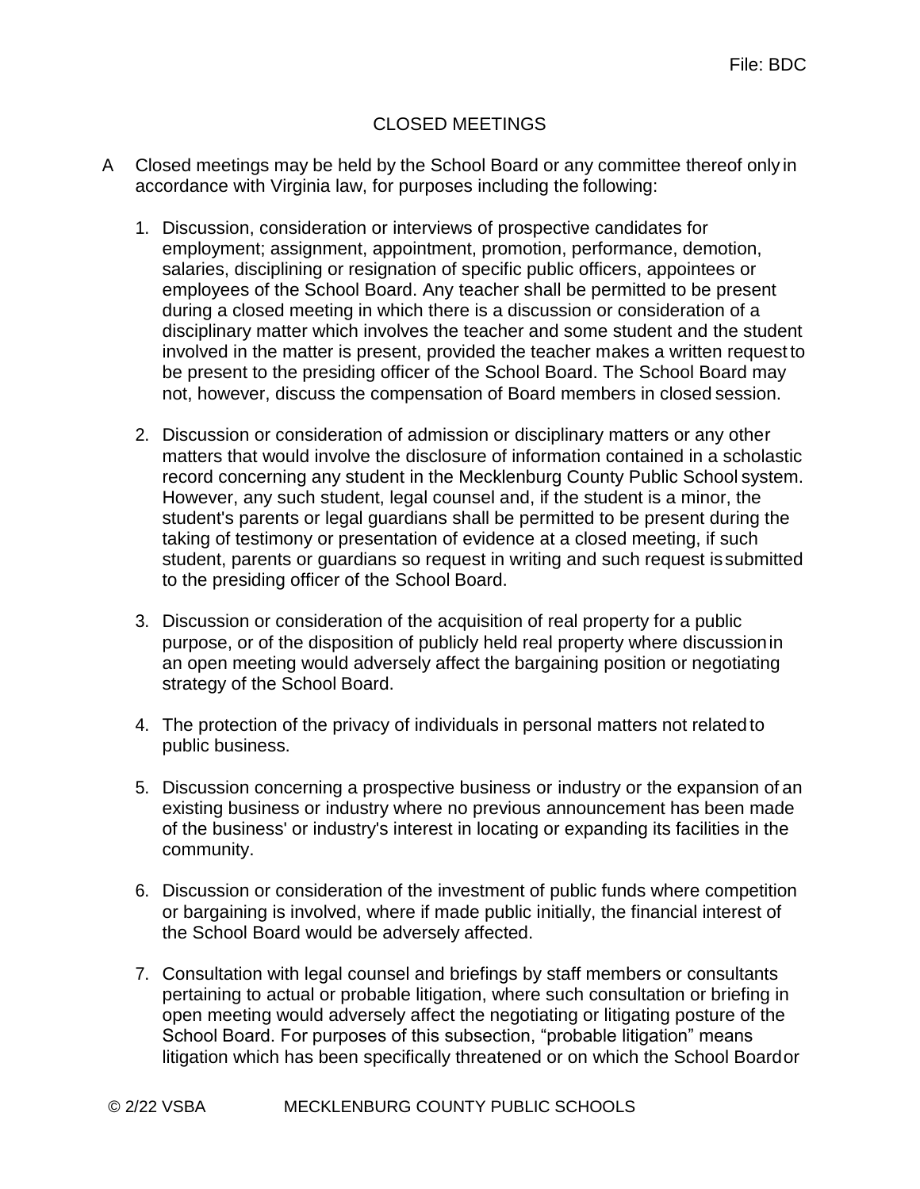File: BDC

# CLOSED MEETINGS

A Closed meetings may be held by the School Board or any committee thereof only in accordance with Virginia law, for purposes including the following:

1. Discussion, consideration or interviews of prospective candidates for employment; assignment, appointment, promotion, performance, demotion, salaries, disciplining or resignation of specific public officers, appointees or employees of the School Board. Any teacher shall be permitted to be present during a closed meeting in which there is a discussion or consideration of a disciplinary matter which involves the teacher and some student and the student involved in the matter is present, provided the teacher makes a written request to be present to the presiding officer of the School Board. The School Board may not, however, discuss the compensation of Board members in closed session.

2. Discussion or consideration of admission or disciplinary matters or any other matters that would involve the disclosure of information contained in a scholastic record concerning any student in the Mecklenburg County Public School system. However, any such student, legal counsel and, if the student is a minor, the student's parents or legal guardians shall be permitted to be present during the taking of testimony or presentation of evidence at a closed meeting, if such student, parents or guardians so request in writing and such request is submitted to the presiding officer of the School Board.

3. Discussion or consideration of the acquisition of real property for a public purpose, or of the disposition of publicly held real property where discussion in an open meeting would adversely affect the bargaining position or negotiating strategy of the School Board.

4. The protection of the privacy of individuals in personal matters not related to public business.

5. Discussion concerning a prospective business or industry or the expansion of an existing business or industry where no previous announcement has been made of the business' or industry's interest in locating or expanding its facilities in the community.

6. Discussion or consideration of the investment of public funds where competition or bargaining is involved, where if made public initially, the financial interest of the School Board would be adversely affected.

7. Consultation with legal counsel and briefings by staff members or consultants pertaining to actual or probable litigation, where such consultation or briefing in open meeting would adversely affect the negotiating or litigating posture of the School Board. For purposes of this subsection, "probable litigation" means litigation which has been specifically threatened or on which the School Board or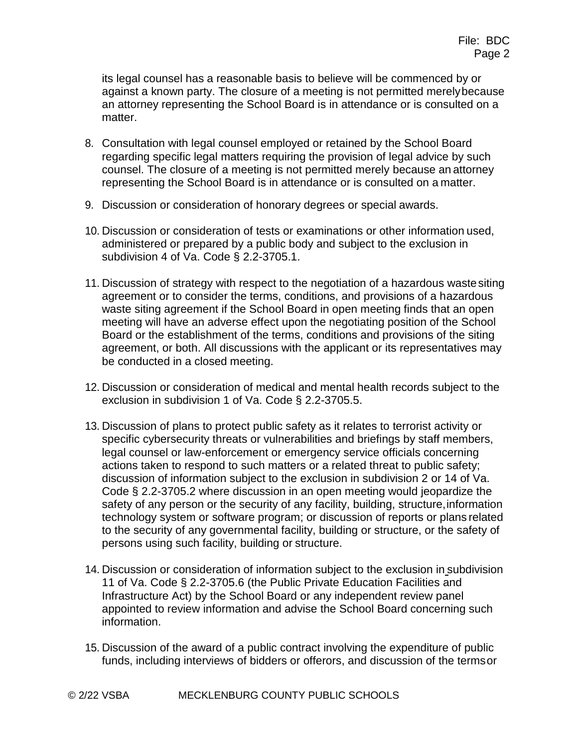its legal counsel has a reasonable basis to believe will be commenced by or against a known party. The closure of a meeting is not permitted merely because an attorney representing the School Board is in attendance or is consulted on a matter.

8. Consultation with legal counsel employed or retained by the School Board regarding specific legal matters requiring the provision of legal advice by such counsel. The closure of a meeting is not permitted merely because an attorney representing the School Board is in attendance or is consulted on a matter.

9. Discussion or consideration of honorary degrees or special awards.

10. Discussion or consideration of tests or examinations or other information used, administered or prepared by a public body and subject to the exclusion in subdivision 4 of Va. Code § 2.2-3705.1.

11. Discussion of strategy with respect to the negotiation of a hazardous waste siting agreement or to consider the terms, conditions, and provisions of a hazardous waste siting agreement if the School Board in open meeting finds that an open meeting will have an adverse effect upon the negotiating position of the School Board or the establishment of the terms, conditions and provisions of the siting agreement, or both. All discussions with the applicant or its representatives may be conducted in a closed meeting.

12. Discussion or consideration of medical and mental health records subject to the exclusion in subdivision 1 of Va. Code § 2.2-3705.5.

13. Discussion of plans to protect public safety as it relates to terrorist activity or specific cybersecurity threats or vulnerabilities and briefings by staff members, legal counsel or law-enforcement or emergency service officials concerning actions taken to respond to such matters or a related threat to public safety; discussion of information subject to the exclusion in subdivision 2 or 14 of Va. Code § 2.2-3705.2 where discussion in an open meeting would jeopardize the safety of any person or the security of any facility, building, structure, information technology system or software program; or discussion of reports or plans related to the security of any governmental facility, building or structure, or the safety of persons using such facility, building or structure.

14. Discussion or consideration of information subject to the exclusion in subdivision 11 of Va. Code § 2.2-3705.6 (the Public Private Education Facilities and Infrastructure Act) by the School Board or any independent review panel appointed to review information and advise the School Board concerning such information.

15. Discussion of the award of a public contract involving the expenditure of public funds, including interviews of bidders or offerors, and discussion of the terms or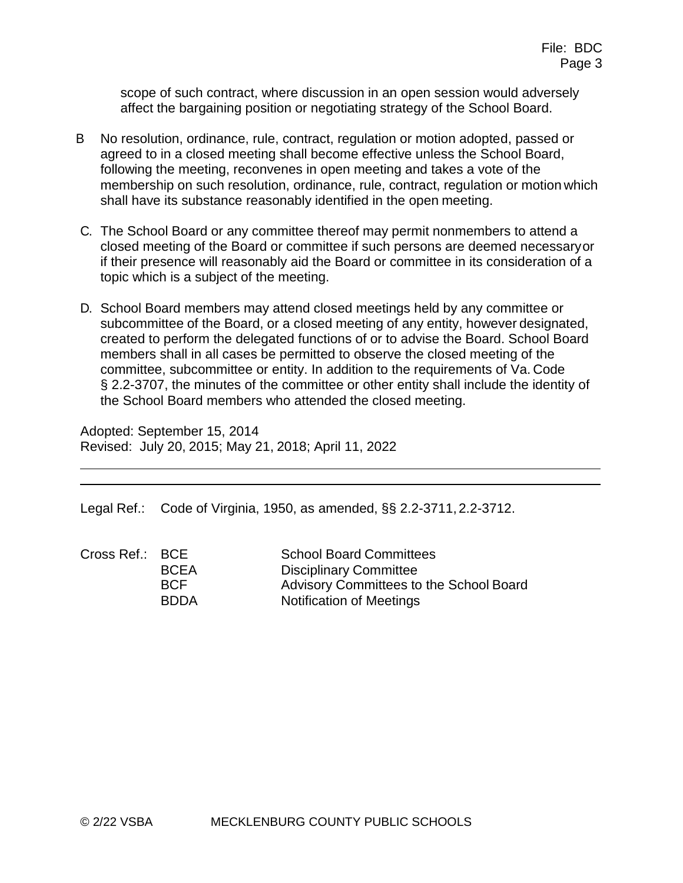scope of such contract, where discussion in an open session would adversely affect the bargaining position or negotiating strategy of the School Board.

B No resolution, ordinance, rule, contract, regulation or motion adopted, passed or agreed to in a closed meeting shall become effective unless the School Board, following the meeting, reconvenes in open meeting and takes a vote of the membership on such resolution, ordinance, rule, contract, regulation or motion which shall have its substance reasonably identified in the open meeting.

C. The School Board or any committee thereof may permit nonmembers to attend a closed meeting of the Board or committee if such persons are deemed necessary or if their presence will reasonably aid the Board or committee in its consideration of a topic which is a subject of the meeting.

D. School Board members may attend closed meetings held by any committee or subcommittee of the Board, or a closed meeting of any entity, however designated, created to perform the delegated functions of or to advise the Board. School Board members shall in all cases be permitted to observe the closed meeting of the committee, subcommittee or entity. In addition to the requirements of Va. Code § 2.2-3707, the minutes of the committee or other entity shall include the identity of the School Board members who attended the closed meeting.

Adopted: September 15, 2014
Revised: July 20, 2015; May 21, 2018; April 11, 2022

---

Legal Ref.: Code of Virginia, 1950, as amended, §§ 2.2-3711, 2.2-3712.

Cross Ref.:

| | |
|---|---|
| BCE | School Board Committees |
| BCEA | Disciplinary Committee |
| BCF | Advisory Committees to the School Board |
| BDDA | Notification of Meetings |

© 2/22 VSBA MECKLENBURG COUNTY PUBLIC SCHOOLS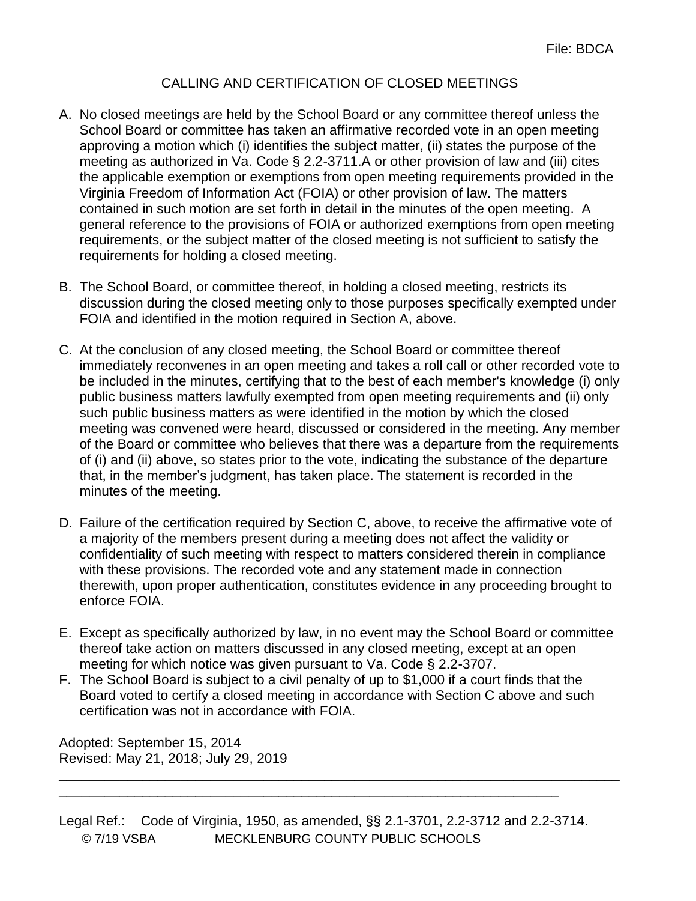File: BDCA

# CALLING AND CERTIFICATION OF CLOSED MEETINGS

A. No closed meetings are held by the School Board or any committee thereof unless the School Board or committee has taken an affirmative recorded vote in an open meeting approving a motion which (i) identifies the subject matter, (ii) states the purpose of the meeting as authorized in Va. Code § 2.2-3711.A or other provision of law and (iii) cites the applicable exemption or exemptions from open meeting requirements provided in the Virginia Freedom of Information Act (FOIA) or other provision of law. The matters contained in such motion are set forth in detail in the minutes of the open meeting. A general reference to the provisions of FOIA or authorized exemptions from open meeting requirements, or the subject matter of the closed meeting is not sufficient to satisfy the requirements for holding a closed meeting.

B. The School Board, or committee thereof, in holding a closed meeting, restricts its discussion during the closed meeting only to those purposes specifically exempted under FOIA and identified in the motion required in Section A, above.

C. At the conclusion of any closed meeting, the School Board or committee thereof immediately reconvenes in an open meeting and takes a roll call or other recorded vote to be included in the minutes, certifying that to the best of each member's knowledge (i) only public business matters lawfully exempted from open meeting requirements and (ii) only such public business matters as were identified in the motion by which the closed meeting was convened were heard, discussed or considered in the meeting. Any member of the Board or committee who believes that there was a departure from the requirements of (i) and (ii) above, so states prior to the vote, indicating the substance of the departure that, in the member's judgment, has taken place. The statement is recorded in the minutes of the meeting.

D. Failure of the certification required by Section C, above, to receive the affirmative vote of a majority of the members present during a meeting does not affect the validity or confidentiality of such meeting with respect to matters considered therein in compliance with these provisions. The recorded vote and any statement made in connection therewith, upon proper authentication, constitutes evidence in any proceeding brought to enforce FOIA.

E. Except as specifically authorized by law, in no event may the School Board or committee thereof take action on matters discussed in any closed meeting, except at an open meeting for which notice was given pursuant to Va. Code § 2.2-3707.

F. The School Board is subject to a civil penalty of up to $1,000 if a court finds that the Board voted to certify a closed meeting in accordance with Section C above and such certification was not in accordance with FOIA.

Adopted: September 15, 2014
Revised: May 21, 2018; July 29, 2019

---

Legal Ref.: Code of Virginia, 1950, as amended, §§ 2.1-3701, 2.2-3712 and 2.2-3714.

© 7/19 VSBA MECKLENBURG COUNTY PUBLIC SCHOOLS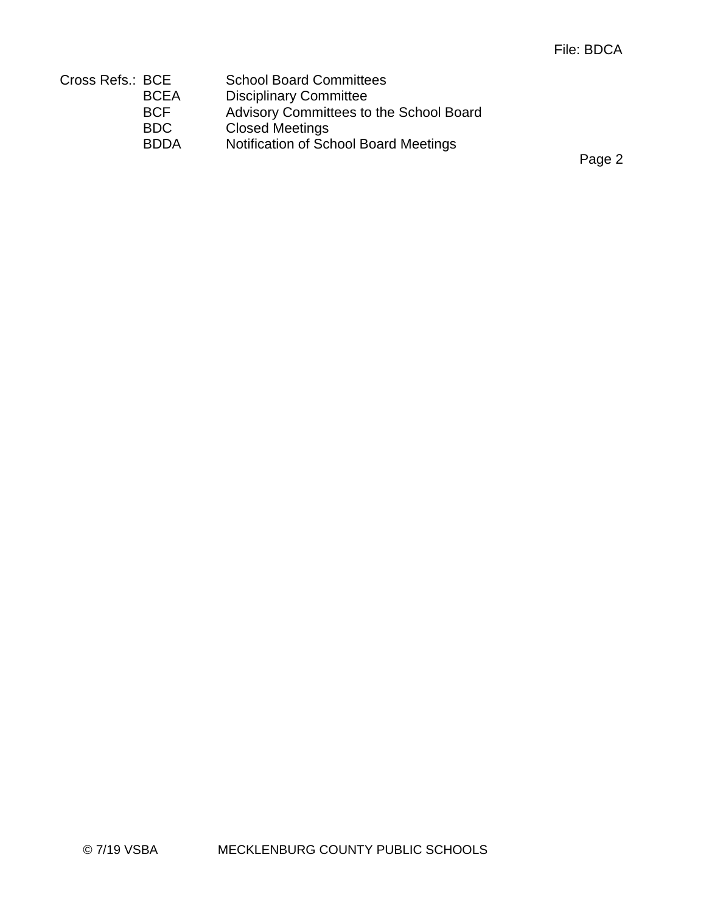Cross Refs.:

| | |
|---|---|
| BCE | School Board Committees |
| BCEA | Disciplinary Committee |
| BCF | Advisory Committees to the School Board |
| BDC | Closed Meetings |
| BDDA | Notification of School Board Meetings |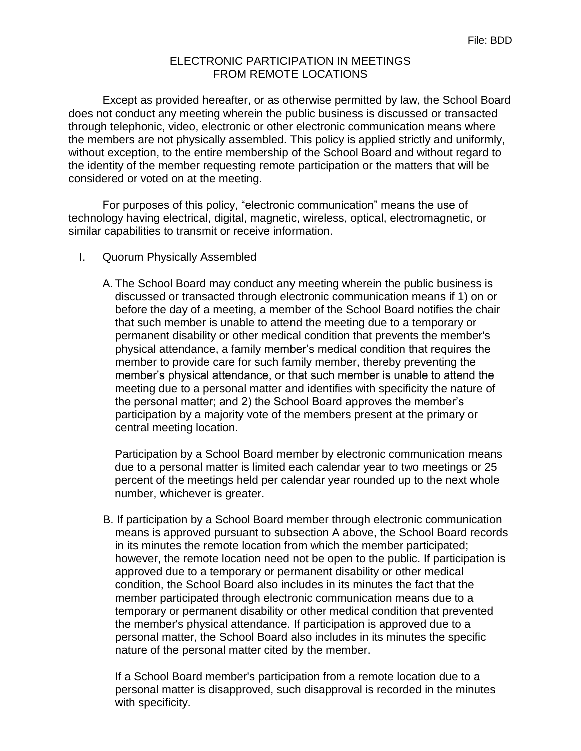File: BDD

# ELECTRONIC PARTICIPATION IN MEETINGS FROM REMOTE LOCATIONS

Except as provided hereafter, or as otherwise permitted by law, the School Board does not conduct any meeting wherein the public business is discussed or transacted through telephonic, video, electronic or other electronic communication means where the members are not physically assembled. This policy is applied strictly and uniformly, without exception, to the entire membership of the School Board and without regard to the identity of the member requesting remote participation or the matters that will be considered or voted on at the meeting.

For purposes of this policy, "electronic communication" means the use of technology having electrical, digital, magnetic, wireless, optical, electromagnetic, or similar capabilities to transmit or receive information.

I. Quorum Physically Assembled

A. The School Board may conduct any meeting wherein the public business is discussed or transacted through electronic communication means if 1) on or before the day of a meeting, a member of the School Board notifies the chair that such member is unable to attend the meeting due to a temporary or permanent disability or other medical condition that prevents the member's physical attendance, a family member's medical condition that requires the member to provide care for such family member, thereby preventing the member's physical attendance, or that such member is unable to attend the meeting due to a personal matter and identifies with specificity the nature of the personal matter; and 2) the School Board approves the member's participation by a majority vote of the members present at the primary or central meeting location.

Participation by a School Board member by electronic communication means due to a personal matter is limited each calendar year to two meetings or 25 percent of the meetings held per calendar year rounded up to the next whole number, whichever is greater.

B. If participation by a School Board member through electronic communication means is approved pursuant to subsection A above, the School Board records in its minutes the remote location from which the member participated; however, the remote location need not be open to the public. If participation is approved due to a temporary or permanent disability or other medical condition, the School Board also includes in its minutes the fact that the member participated through electronic communication means due to a temporary or permanent disability or other medical condition that prevented the member's physical attendance. If participation is approved due to a personal matter, the School Board also includes in its minutes the specific nature of the personal matter cited by the member.

If a School Board member's participation from a remote location due to a personal matter is disapproved, such disapproval is recorded in the minutes with specificity.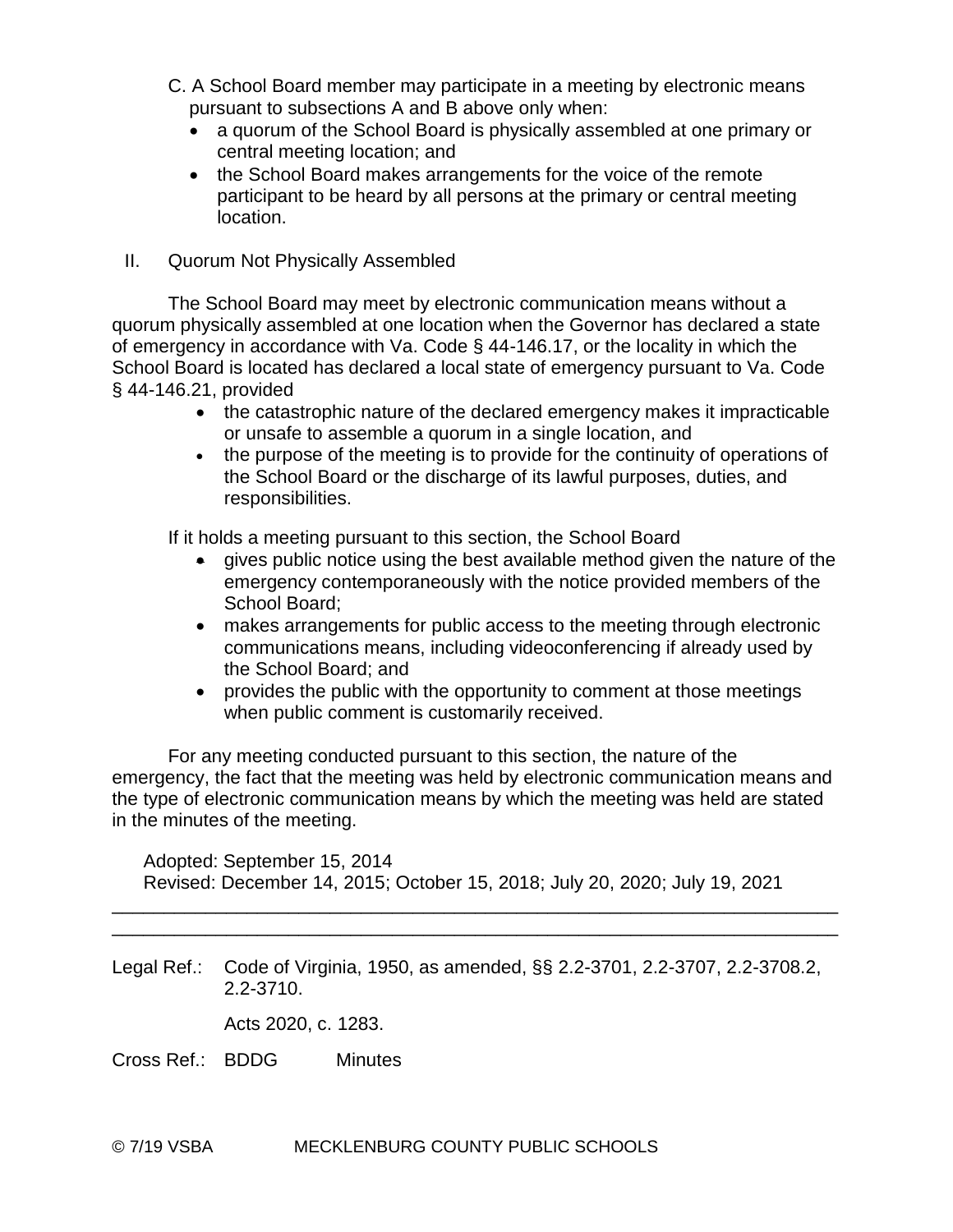C. A School Board member may participate in a meeting by electronic means pursuant to subsections A and B above only when:

- a quorum of the School Board is physically assembled at one primary or central meeting location; and
- the School Board makes arrangements for the voice of the remote participant to be heard by all persons at the primary or central meeting location.

II. Quorum Not Physically Assembled

The School Board may meet by electronic communication means without a quorum physically assembled at one location when the Governor has declared a state of emergency in accordance with Va. Code § 44-146.17, or the locality in which the School Board is located has declared a local state of emergency pursuant to Va. Code § 44-146.21, provided

- the catastrophic nature of the declared emergency makes it impracticable or unsafe to assemble a quorum in a single location, and
- the purpose of the meeting is to provide for the continuity of operations of the School Board or the discharge of its lawful purposes, duties, and responsibilities.

If it holds a meeting pursuant to this section, the School Board

- gives public notice using the best available method given the nature of the emergency contemporaneously with the notice provided members of the School Board;
- makes arrangements for public access to the meeting through electronic communications means, including videoconferencing if already used by the School Board; and
- provides the public with the opportunity to comment at those meetings when public comment is customarily received.

For any meeting conducted pursuant to this section, the nature of the emergency, the fact that the meeting was held by electronic communication means and the type of electronic communication means by which the meeting was held are stated in the minutes of the meeting.

Adopted: September 15, 2014
Revised: December 14, 2015; October 15, 2018; July 20, 2020; July 19, 2021

---

Legal Ref.: Code of Virginia, 1950, as amended, §§ 2.2-3701, 2.2-3707, 2.2-3708.2, 2.2-3710.

Acts 2020, c. 1283.

Cross Ref.: BDDG Minutes

© 7/19 VSBA MECKLENBURG COUNTY PUBLIC SCHOOLS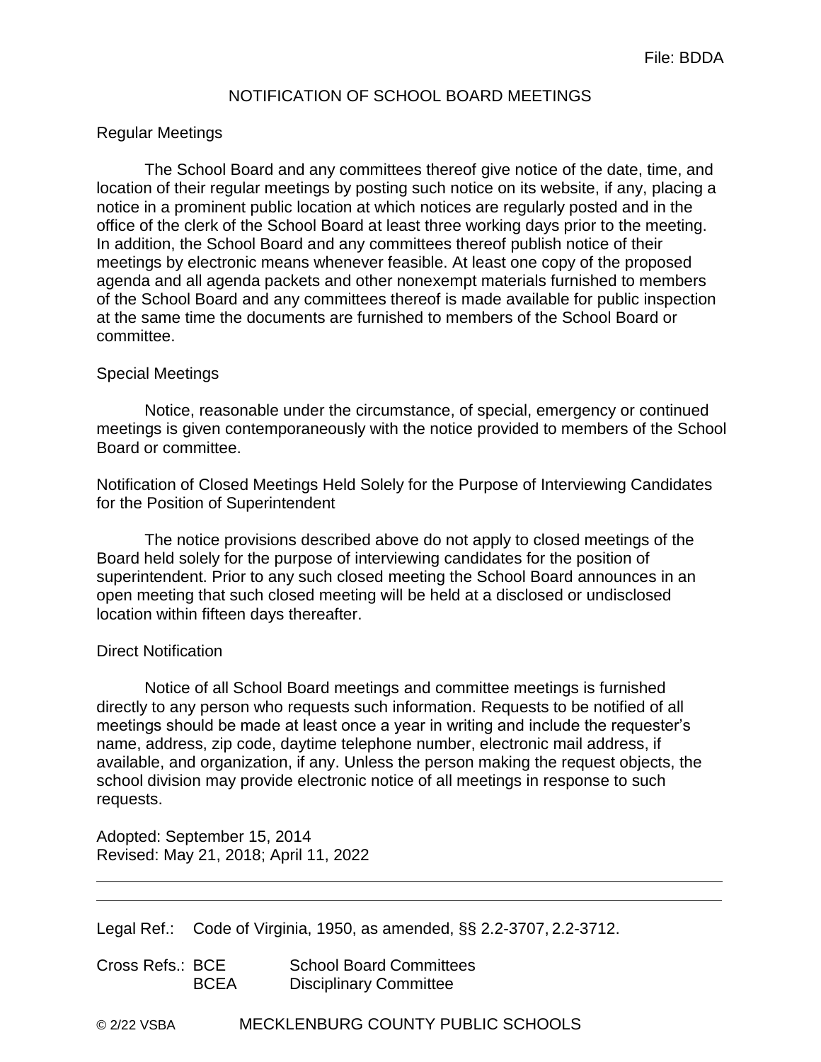File: BDDA

# NOTIFICATION OF SCHOOL BOARD MEETINGS

## Regular Meetings

The School Board and any committees thereof give notice of the date, time, and location of their regular meetings by posting such notice on its website, if any, placing a notice in a prominent public location at which notices are regularly posted and in the office of the clerk of the School Board at least three working days prior to the meeting. In addition, the School Board and any committees thereof publish notice of their meetings by electronic means whenever feasible. At least one copy of the proposed agenda and all agenda packets and other nonexempt materials furnished to members of the School Board and any committees thereof is made available for public inspection at the same time the documents are furnished to members of the School Board or committee.

## Special Meetings

Notice, reasonable under the circumstance, of special, emergency or continued meetings is given contemporaneously with the notice provided to members of the School Board or committee.

## Notification of Closed Meetings Held Solely for the Purpose of Interviewing Candidates for the Position of Superintendent

The notice provisions described above do not apply to closed meetings of the Board held solely for the purpose of interviewing candidates for the position of superintendent. Prior to any such closed meeting the School Board announces in an open meeting that such closed meeting will be held at a disclosed or undisclosed location within fifteen days thereafter.

## Direct Notification

Notice of all School Board meetings and committee meetings is furnished directly to any person who requests such information. Requests to be notified of all meetings should be made at least once a year in writing and include the requester's name, address, zip code, daytime telephone number, electronic mail address, if available, and organization, if any. Unless the person making the request objects, the school division may provide electronic notice of all meetings in response to such requests.

Adopted: September 15, 2014
Revised: May 21, 2018; April 11, 2022

---

Legal Ref.: Code of Virginia, 1950, as amended, §§ 2.2-3707, 2.2-3712.

Cross Refs.: BCE School Board Committees
BCEA Disciplinary Committee

© 2/22 VSBA MECKLENBURG COUNTY PUBLIC SCHOOLS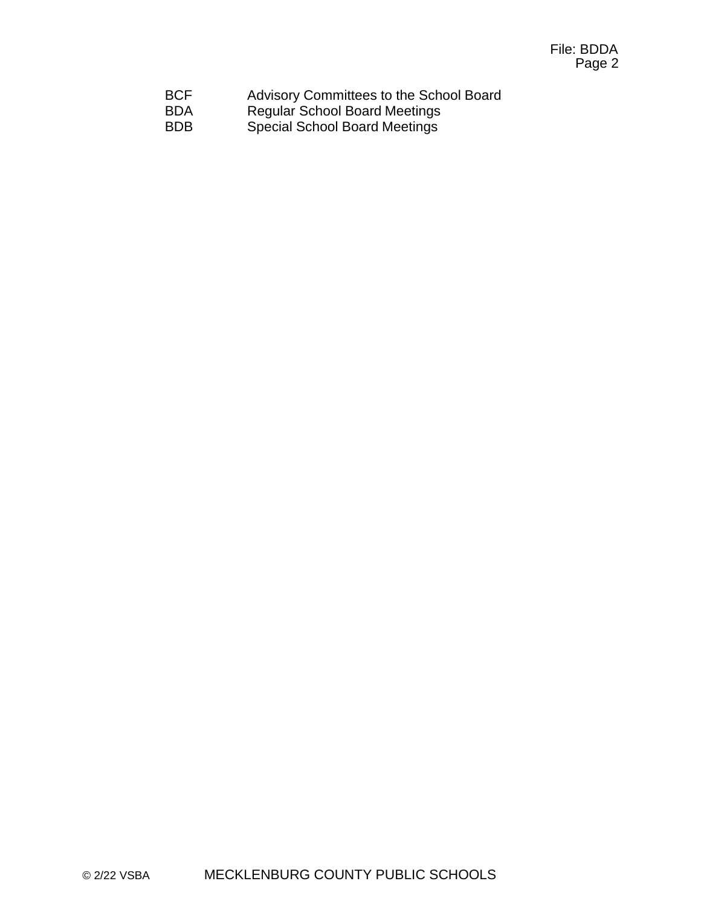| | |
|---|---|
| BCF | Advisory Committees to the School Board |
| BDA | Regular School Board Meetings |
| BDB | Special School Board Meetings |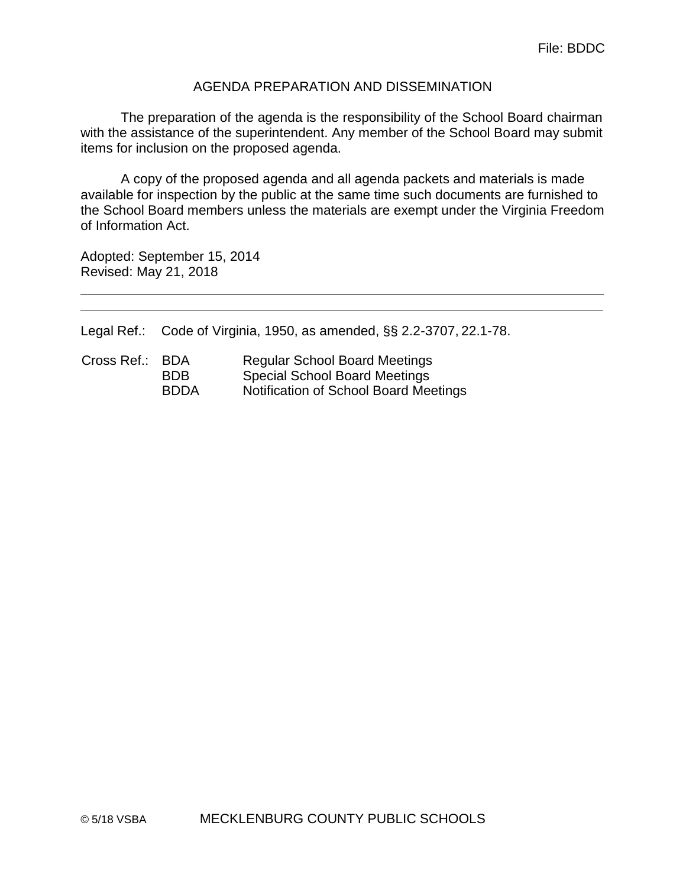File: BDDC

# AGENDA PREPARATION AND DISSEMINATION

The preparation of the agenda is the responsibility of the School Board chairman with the assistance of the superintendent. Any member of the School Board may submit items for inclusion on the proposed agenda.

A copy of the proposed agenda and all agenda packets and materials is made available for inspection by the public at the same time such documents are furnished to the School Board members unless the materials are exempt under the Virginia Freedom of Information Act.

Adopted: September 15, 2014
Revised: May 21, 2018

---

Legal Ref.: Code of Virginia, 1950, as amended, §§ 2.2-3707, 22.1-78.

Cross Ref.:
- BDA Regular School Board Meetings
- BDB Special School Board Meetings
- BDDA Notification of School Board Meetings

© 5/18 VSBA MECKLENBURG COUNTY PUBLIC SCHOOLS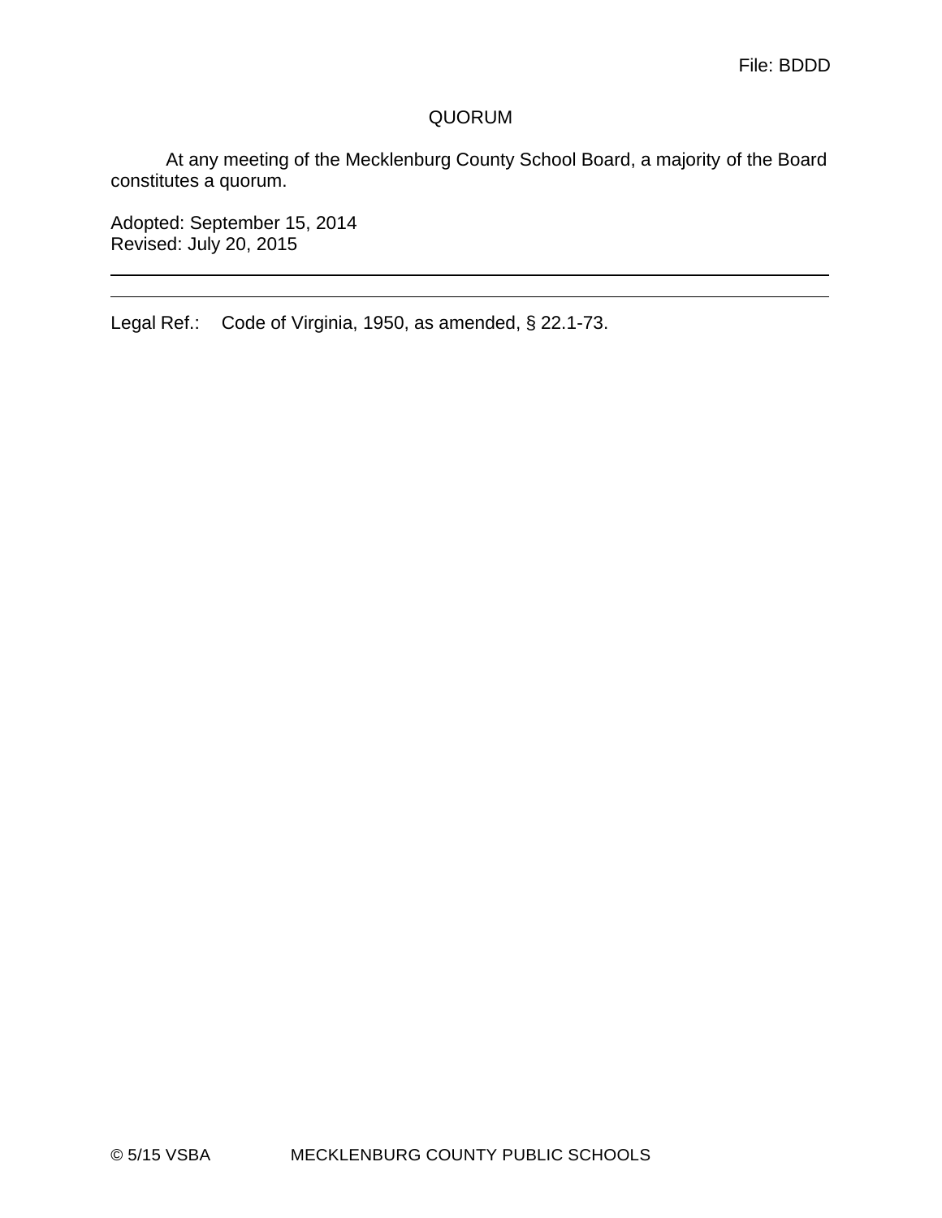File: BDDD

# QUORUM

At any meeting of the Mecklenburg County School Board, a majority of the Board constitutes a quorum.

Adopted: September 15, 2014
Revised: July 20, 2015

---

Legal Ref.: Code of Virginia, 1950, as amended, § 22.1-73.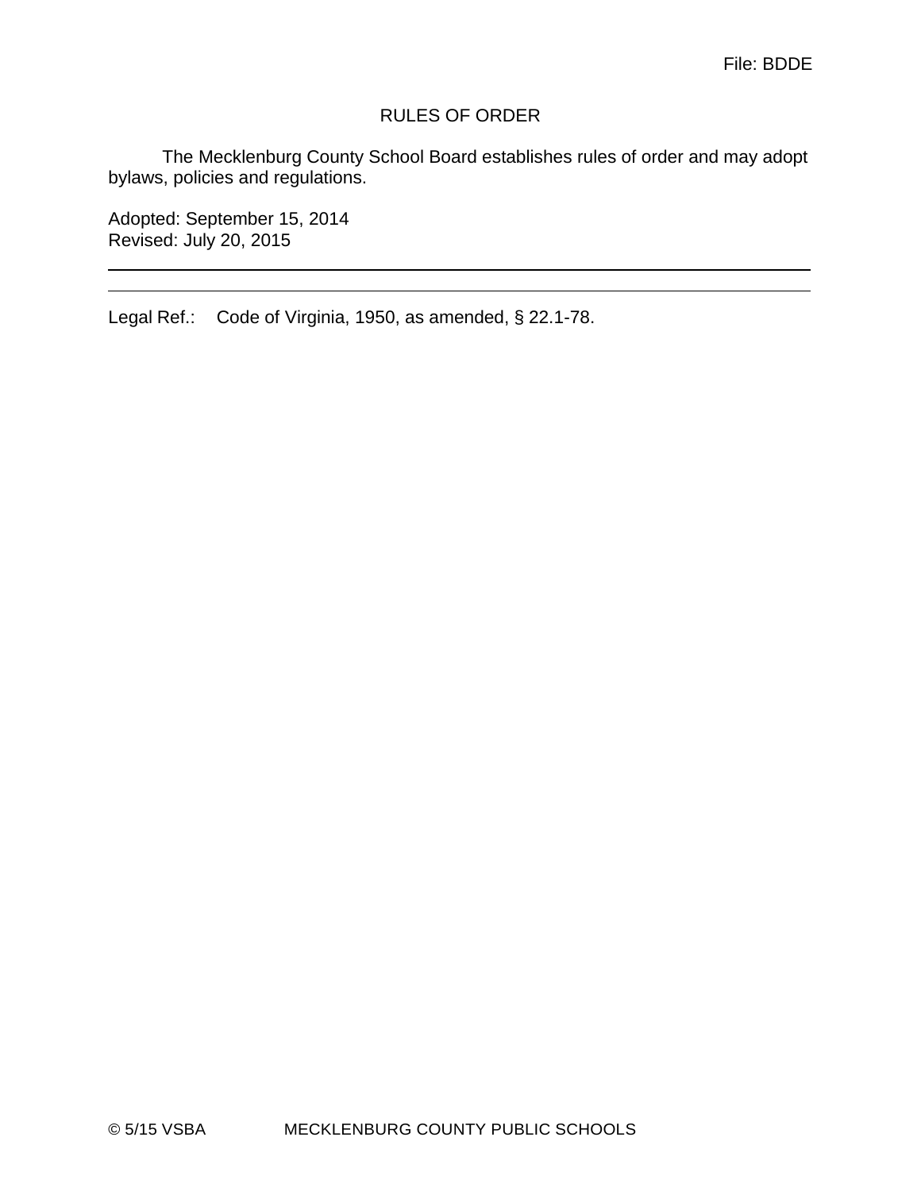File: BDDE

# RULES OF ORDER

The Mecklenburg County School Board establishes rules of order and may adopt bylaws, policies and regulations.

Adopted: September 15, 2014
Revised: July 20, 2015

---

Legal Ref.: Code of Virginia, 1950, as amended, § 22.1-78.

© 5/15 VSBA MECKLENBURG COUNTY PUBLIC SCHOOLS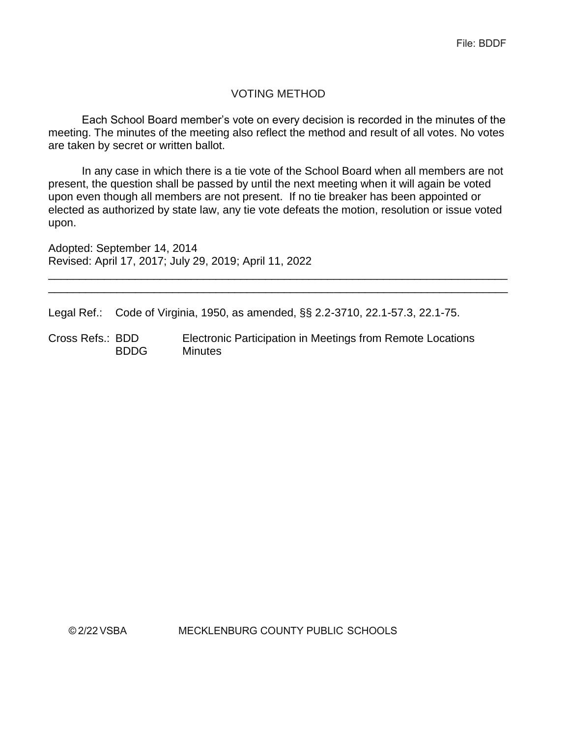File: BDDF

# VOTING METHOD

Each School Board member's vote on every decision is recorded in the minutes of the meeting. The minutes of the meeting also reflect the method and result of all votes. No votes are taken by secret or written ballot.

In any case in which there is a tie vote of the School Board when all members are not present, the question shall be passed by until the next meeting when it will again be voted upon even though all members are not present. If no tie breaker has been appointed or elected as authorized by state law, any tie vote defeats the motion, resolution or issue voted upon.

Adopted: September 14, 2014
Revised: April 17, 2017; July 29, 2019; April 11, 2022

---

Legal Ref.: Code of Virginia, 1950, as amended, §§ 2.2-3710, 22.1-57.3, 22.1-75.

Cross Refs.: BDD Electronic Participation in Meetings from Remote Locations
BDDG Minutes

© 2/22 VSBA MECKLENBURG COUNTY PUBLIC SCHOOLS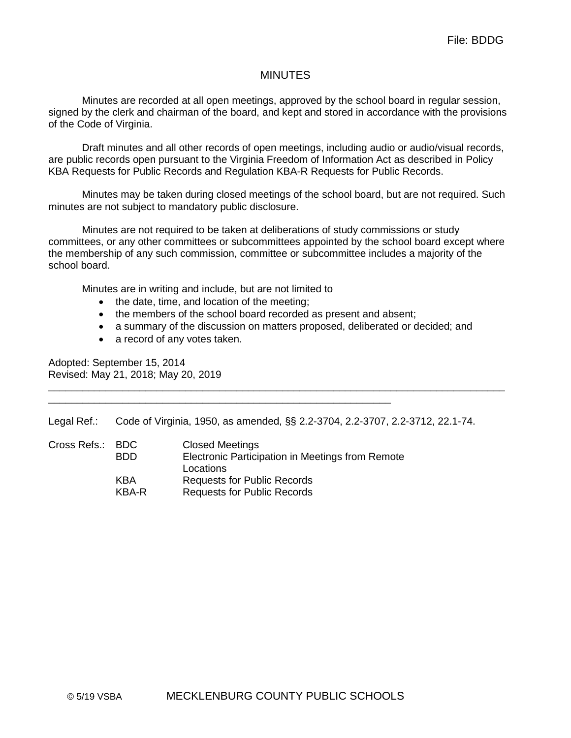File: BDDG

# MINUTES

Minutes are recorded at all open meetings, approved by the school board in regular session, signed by the clerk and chairman of the board, and kept and stored in accordance with the provisions of the Code of Virginia.

Draft minutes and all other records of open meetings, including audio or audio/visual records, are public records open pursuant to the Virginia Freedom of Information Act as described in Policy KBA Requests for Public Records and Regulation KBA-R Requests for Public Records.

Minutes may be taken during closed meetings of the school board, but are not required. Such minutes are not subject to mandatory public disclosure.

Minutes are not required to be taken at deliberations of study commissions or study committees, or any other committees or subcommittees appointed by the school board except where the membership of any such commission, committee or subcommittee includes a majority of the school board.

Minutes are in writing and include, but are not limited to

- the date, time, and location of the meeting;
- the members of the school board recorded as present and absent;
- a summary of the discussion on matters proposed, deliberated or decided; and
- a record of any votes taken.

Adopted: September 15, 2014
Revised: May 21, 2018; May 20, 2019

---

Legal Ref.: Code of Virginia, 1950, as amended, §§ 2.2-3704, 2.2-3707, 2.2-3712, 22.1-74.

Cross Refs.:

| | | |
|---|---|---|
| Cross Refs.: | BDC | Closed Meetings |
| | BDD | Electronic Participation in Meetings from Remote Locations |
| | KBA | Requests for Public Records |
| | KBA-R | Requests for Public Records |

© 5/19 VSBA MECKLENBURG COUNTY PUBLIC SCHOOLS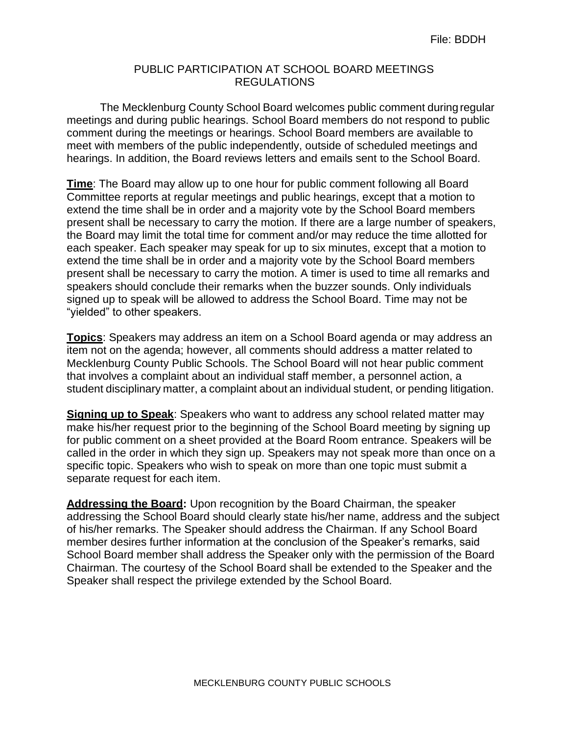File: BDDH

# PUBLIC PARTICIPATION AT SCHOOL BOARD MEETINGS REGULATIONS

The Mecklenburg County School Board welcomes public comment during regular meetings and during public hearings. School Board members do not respond to public comment during the meetings or hearings. School Board members are available to meet with members of the public independently, outside of scheduled meetings and hearings. In addition, the Board reviews letters and emails sent to the School Board.

**Time**: The Board may allow up to one hour for public comment following all Board Committee reports at regular meetings and public hearings, except that a motion to extend the time shall be in order and a majority vote by the School Board members present shall be necessary to carry the motion. If there are a large number of speakers, the Board may limit the total time for comment and/or may reduce the time allotted for each speaker. Each speaker may speak for up to six minutes, except that a motion to extend the time shall be in order and a majority vote by the School Board members present shall be necessary to carry the motion. A timer is used to time all remarks and speakers should conclude their remarks when the buzzer sounds. Only individuals signed up to speak will be allowed to address the School Board. Time may not be "yielded" to other speakers.

**Topics**: Speakers may address an item on a School Board agenda or may address an item not on the agenda; however, all comments should address a matter related to Mecklenburg County Public Schools. The School Board will not hear public comment that involves a complaint about an individual staff member, a personnel action, a student disciplinary matter, a complaint about an individual student, or pending litigation.

**Signing up to Speak**: Speakers who want to address any school related matter may make his/her request prior to the beginning of the School Board meeting by signing up for public comment on a sheet provided at the Board Room entrance. Speakers will be called in the order in which they sign up. Speakers may not speak more than once on a specific topic. Speakers who wish to speak on more than one topic must submit a separate request for each item.

**Addressing the Board:** Upon recognition by the Board Chairman, the speaker addressing the School Board should clearly state his/her name, address and the subject of his/her remarks. The Speaker should address the Chairman. If any School Board member desires further information at the conclusion of the Speaker's remarks, said School Board member shall address the Speaker only with the permission of the Board Chairman. The courtesy of the School Board shall be extended to the Speaker and the Speaker shall respect the privilege extended by the School Board.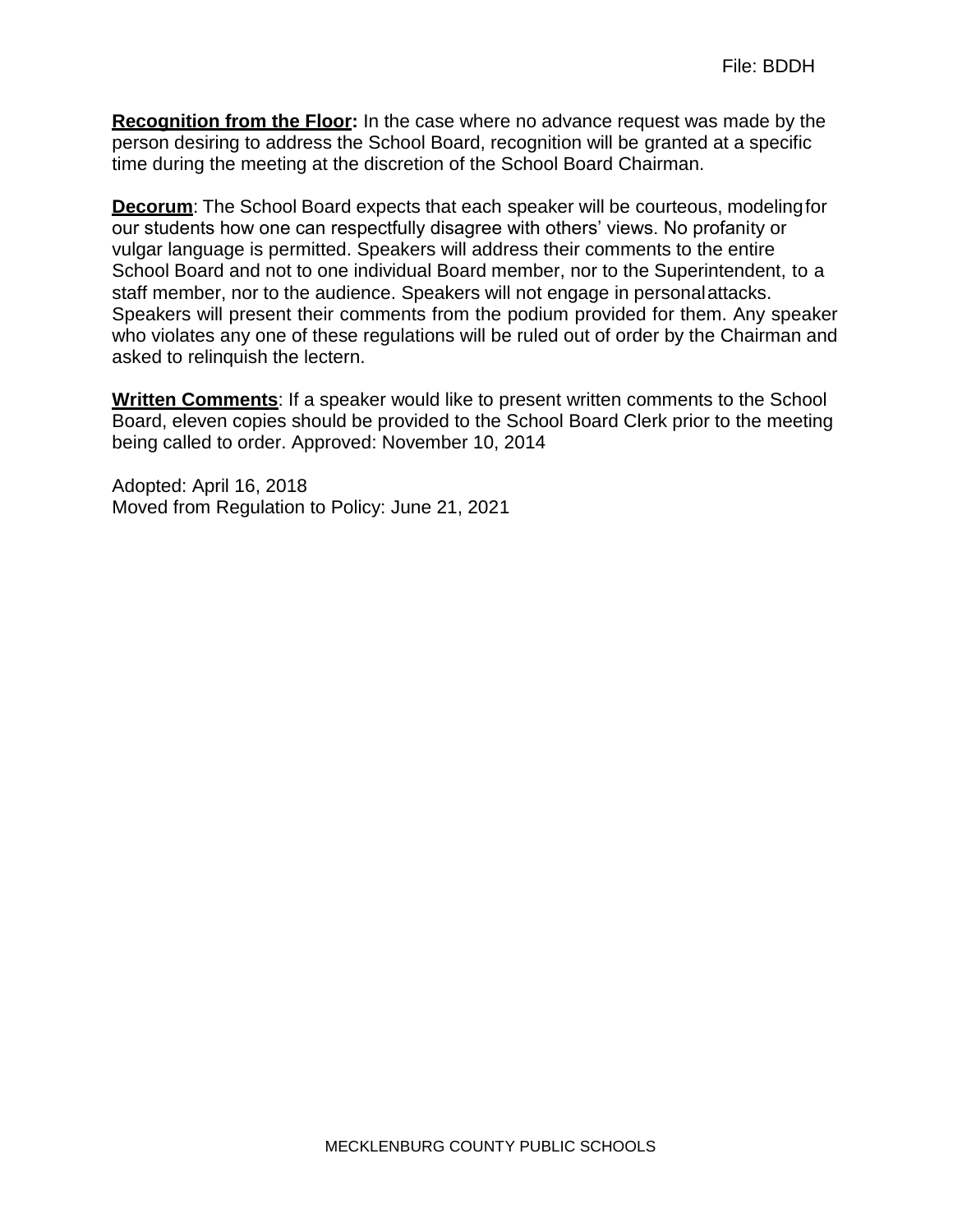**Recognition from the Floor:** In the case where no advance request was made by the person desiring to address the School Board, recognition will be granted at a specific time during the meeting at the discretion of the School Board Chairman.

**Decorum**: The School Board expects that each speaker will be courteous, modeling for our students how one can respectfully disagree with others' views. No profanity or vulgar language is permitted. Speakers will address their comments to the entire School Board and not to one individual Board member, nor to the Superintendent, to a staff member, nor to the audience. Speakers will not engage in personal attacks. Speakers will present their comments from the podium provided for them. Any speaker who violates any one of these regulations will be ruled out of order by the Chairman and asked to relinquish the lectern.

**Written Comments**: If a speaker would like to present written comments to the School Board, eleven copies should be provided to the School Board Clerk prior to the meeting being called to order. Approved: November 10, 2014

Adopted: April 16, 2018
Moved from Regulation to Policy: June 21, 2021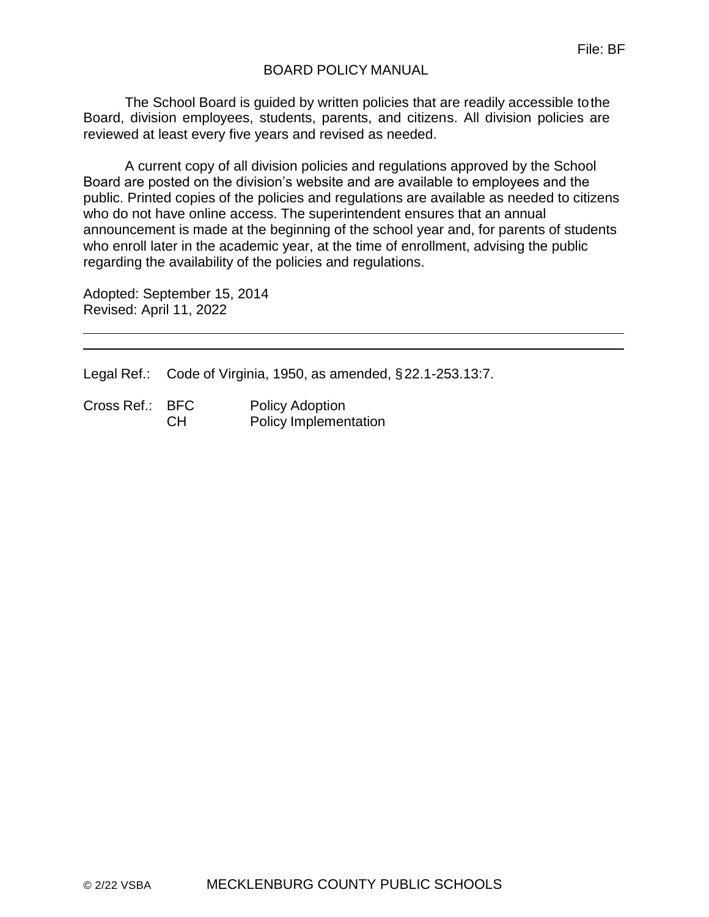File: BF

# BOARD POLICY MANUAL

The School Board is guided by written policies that are readily accessible to the Board, division employees, students, parents, and citizens. All division policies are reviewed at least every five years and revised as needed.

A current copy of all division policies and regulations approved by the School Board are posted on the division's website and are available to employees and the public. Printed copies of the policies and regulations are available as needed to citizens who do not have online access. The superintendent ensures that an annual announcement is made at the beginning of the school year and, for parents of students who enroll later in the academic year, at the time of enrollment, advising the public regarding the availability of the policies and regulations.

Adopted: September 15, 2014
Revised: April 11, 2022

---

Legal Ref.: Code of Virginia, 1950, as amended, § 22.1-253.13:7.

Cross Ref.: BFC Policy Adoption
CH Policy Implementation

© 2/22 VSBA MECKLENBURG COUNTY PUBLIC SCHOOLS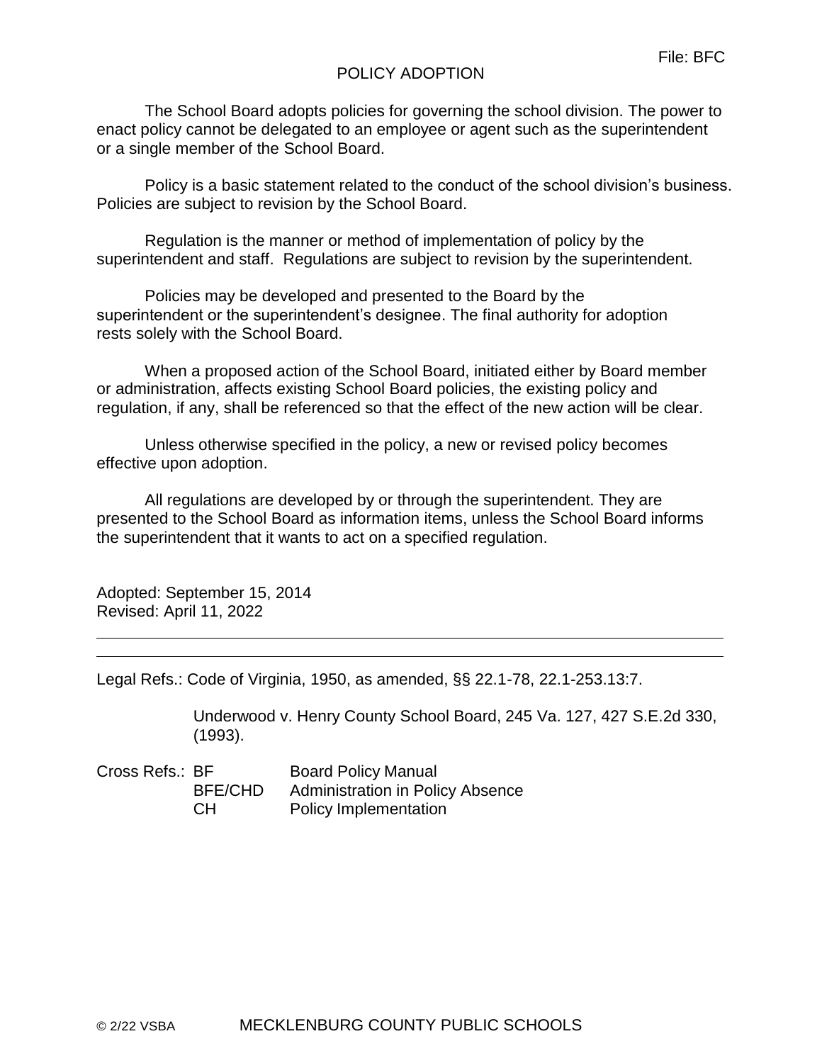File: BFC

# POLICY ADOPTION

The School Board adopts policies for governing the school division. The power to enact policy cannot be delegated to an employee or agent such as the superintendent or a single member of the School Board.

Policy is a basic statement related to the conduct of the school division's business. Policies are subject to revision by the School Board.

Regulation is the manner or method of implementation of policy by the superintendent and staff. Regulations are subject to revision by the superintendent.

Policies may be developed and presented to the Board by the superintendent or the superintendent's designee. The final authority for adoption rests solely with the School Board.

When a proposed action of the School Board, initiated either by Board member or administration, affects existing School Board policies, the existing policy and regulation, if any, shall be referenced so that the effect of the new action will be clear.

Unless otherwise specified in the policy, a new or revised policy becomes effective upon adoption.

All regulations are developed by or through the superintendent. They are presented to the School Board as information items, unless the School Board informs the superintendent that it wants to act on a specified regulation.

Adopted: September 15, 2014
Revised: April 11, 2022

---

Legal Refs.: Code of Virginia, 1950, as amended, §§ 22.1-78, 22.1-253.13:7.

Underwood v. Henry County School Board, 245 Va. 127, 427 S.E.2d 330, (1993).

Cross Refs.:

| | |
|---|---|
| BF | Board Policy Manual |
| BFE/CHD | Administration in Policy Absence |
| CH | Policy Implementation |

© 2/22 VSBA MECKLENBURG COUNTY PUBLIC SCHOOLS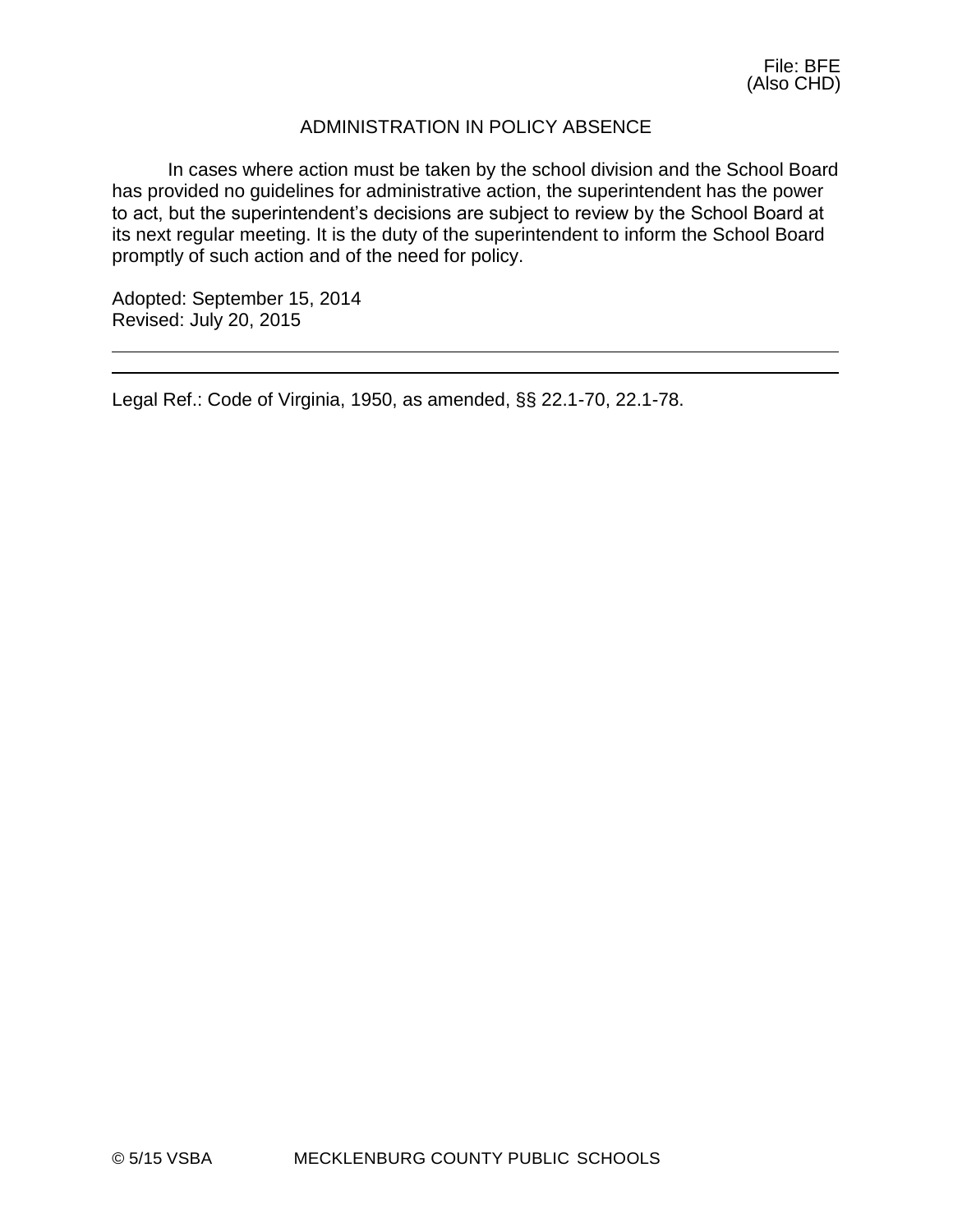File: BFE
(Also CHD)

## ADMINISTRATION IN POLICY ABSENCE

In cases where action must be taken by the school division and the School Board has provided no guidelines for administrative action, the superintendent has the power to act, but the superintendent's decisions are subject to review by the School Board at its next regular meeting. It is the duty of the superintendent to inform the School Board promptly of such action and of the need for policy.

Adopted: September 15, 2014
Revised: July 20, 2015

---

Legal Ref.: Code of Virginia, 1950, as amended, §§ 22.1-70, 22.1-78.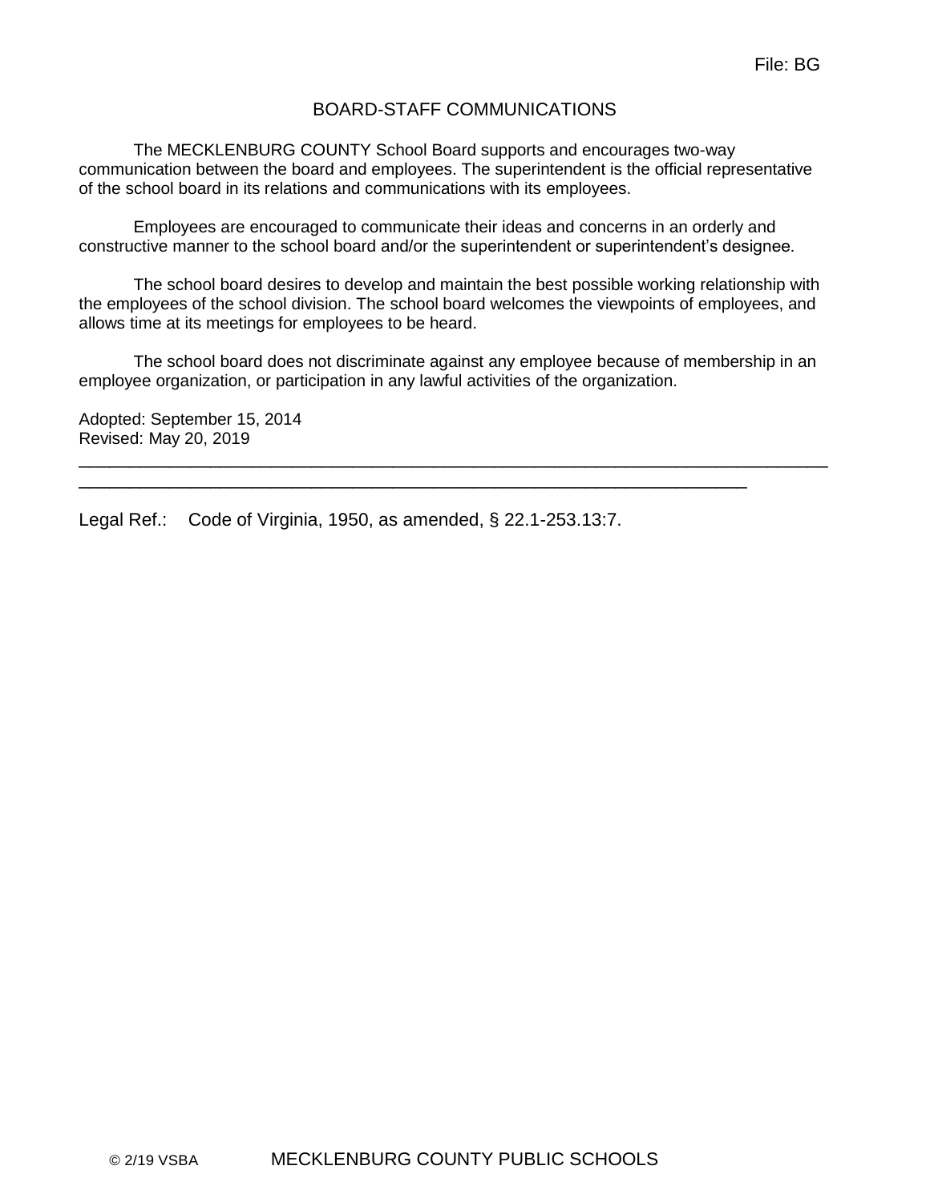File: BG

# BOARD-STAFF COMMUNICATIONS

The MECKLENBURG COUNTY School Board supports and encourages two-way communication between the board and employees. The superintendent is the official representative of the school board in its relations and communications with its employees.

Employees are encouraged to communicate their ideas and concerns in an orderly and constructive manner to the school board and/or the superintendent or superintendent's designee.

The school board desires to develop and maintain the best possible working relationship with the employees of the school division. The school board welcomes the viewpoints of employees, and allows time at its meetings for employees to be heard.

The school board does not discriminate against any employee because of membership in an employee organization, or participation in any lawful activities of the organization.

Adopted: September 15, 2014
Revised: May 20, 2019

---

Legal Ref.: Code of Virginia, 1950, as amended, § 22.1-253.13:7.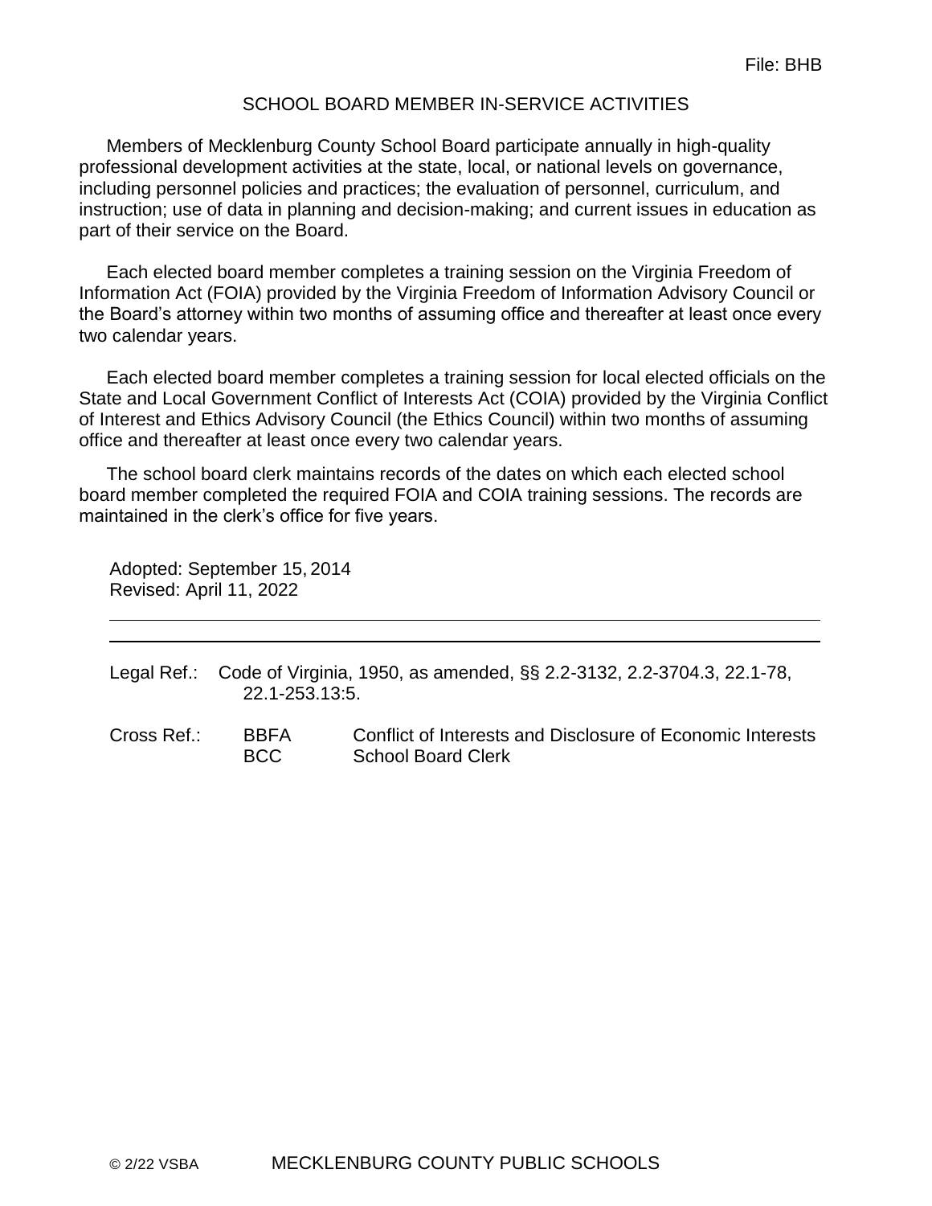File: BHB

# SCHOOL BOARD MEMBER IN-SERVICE ACTIVITIES

Members of Mecklenburg County School Board participate annually in high-quality professional development activities at the state, local, or national levels on governance, including personnel policies and practices; the evaluation of personnel, curriculum, and instruction; use of data in planning and decision-making; and current issues in education as part of their service on the Board.

Each elected board member completes a training session on the Virginia Freedom of Information Act (FOIA) provided by the Virginia Freedom of Information Advisory Council or the Board's attorney within two months of assuming office and thereafter at least once every two calendar years.

Each elected board member completes a training session for local elected officials on the State and Local Government Conflict of Interests Act (COIA) provided by the Virginia Conflict of Interest and Ethics Advisory Council (the Ethics Council) within two months of assuming office and thereafter at least once every two calendar years.

The school board clerk maintains records of the dates on which each elected school board member completed the required FOIA and COIA training sessions. The records are maintained in the clerk's office for five years.

Adopted: September 15, 2014
Revised: April 11, 2022

---

Legal Ref.: Code of Virginia, 1950, as amended, §§ 2.2-3132, 2.2-3704.3, 22.1-78, 22.1-253.13:5.

Cross Ref.:
BBFA Conflict of Interests and Disclosure of Economic Interests
BCC School Board Clerk

© 2/22 VSBA MECKLENBURG COUNTY PUBLIC SCHOOLS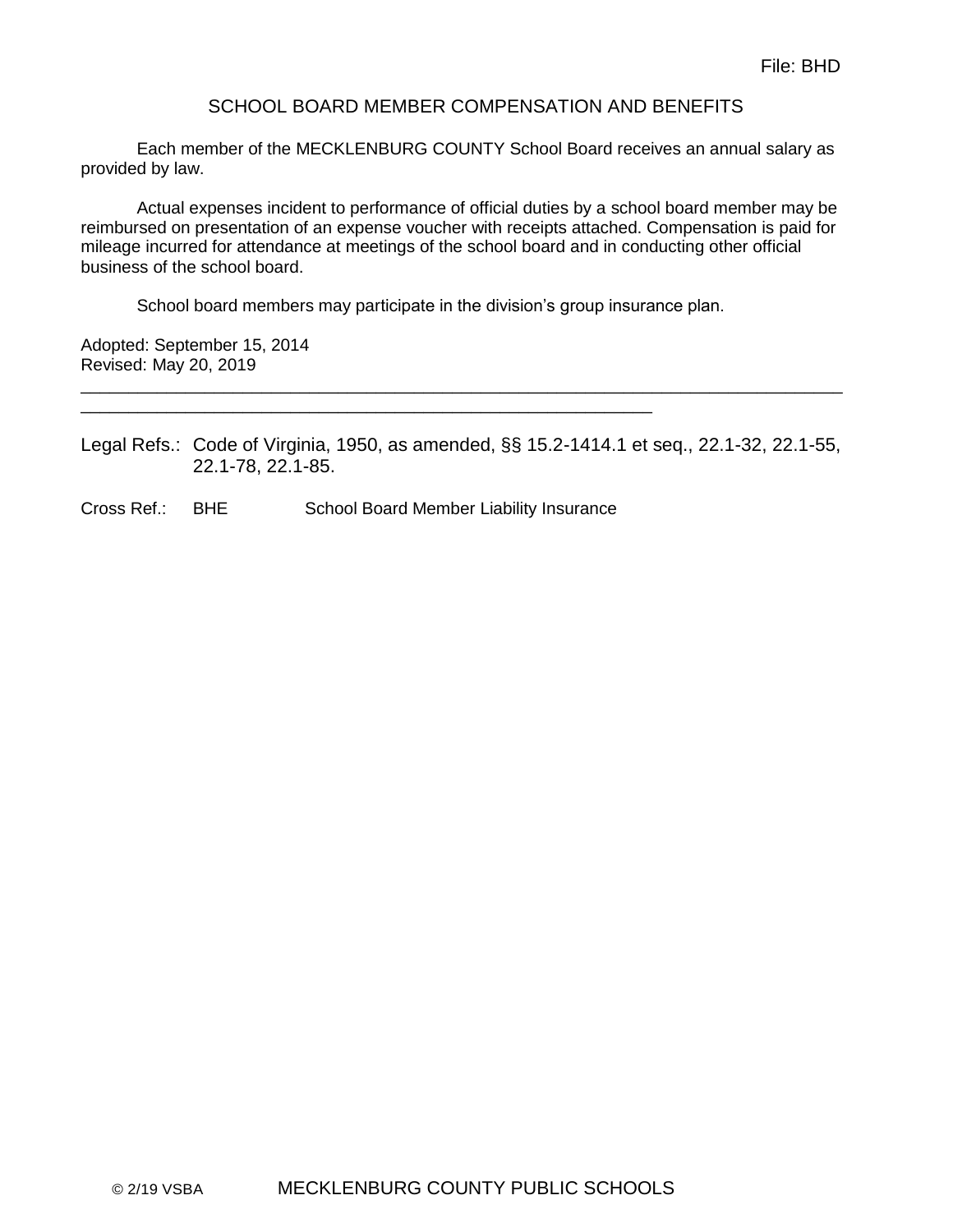File: BHD

# SCHOOL BOARD MEMBER COMPENSATION AND BENEFITS

Each member of the MECKLENBURG COUNTY School Board receives an annual salary as provided by law.

Actual expenses incident to performance of official duties by a school board member may be reimbursed on presentation of an expense voucher with receipts attached. Compensation is paid for mileage incurred for attendance at meetings of the school board and in conducting other official business of the school board.

School board members may participate in the division's group insurance plan.

Adopted: September 15, 2014
Revised: May 20, 2019

---

Legal Refs.: Code of Virginia, 1950, as amended, §§ 15.2-1414.1 et seq., 22.1-32, 22.1-55, 22.1-78, 22.1-85.

Cross Ref.: BHE School Board Member Liability Insurance

© 2/19 VSBA MECKLENBURG COUNTY PUBLIC SCHOOLS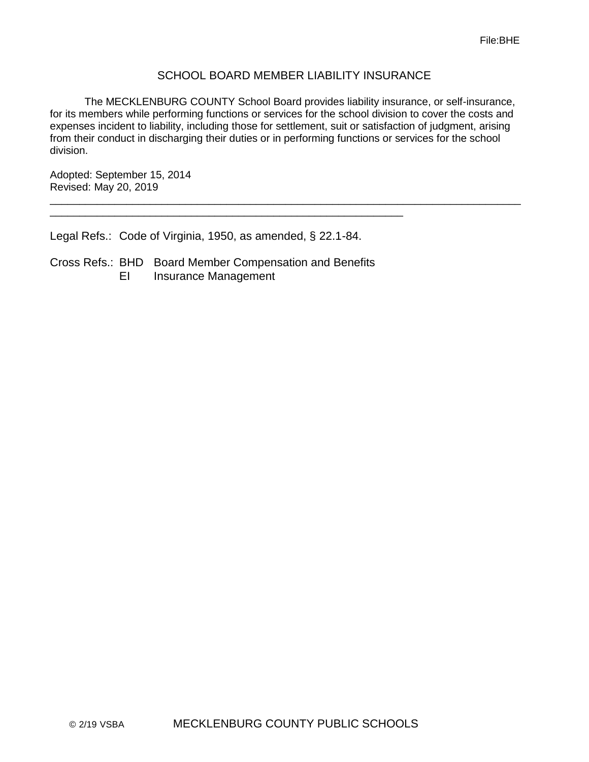File:BHE

# SCHOOL BOARD MEMBER LIABILITY INSURANCE

The MECKLENBURG COUNTY School Board provides liability insurance, or self-insurance, for its members while performing functions or services for the school division to cover the costs and expenses incident to liability, including those for settlement, suit or satisfaction of judgment, arising from their conduct in discharging their duties or in performing functions or services for the school division.

Adopted: September 15, 2014
Revised: May 20, 2019

---

Legal Refs.: Code of Virginia, 1950, as amended, § 22.1-84.

Cross Refs.: BHD Board Member Compensation and Benefits
EI Insurance Management

© 2/19 VSBA MECKLENBURG COUNTY PUBLIC SCHOOLS